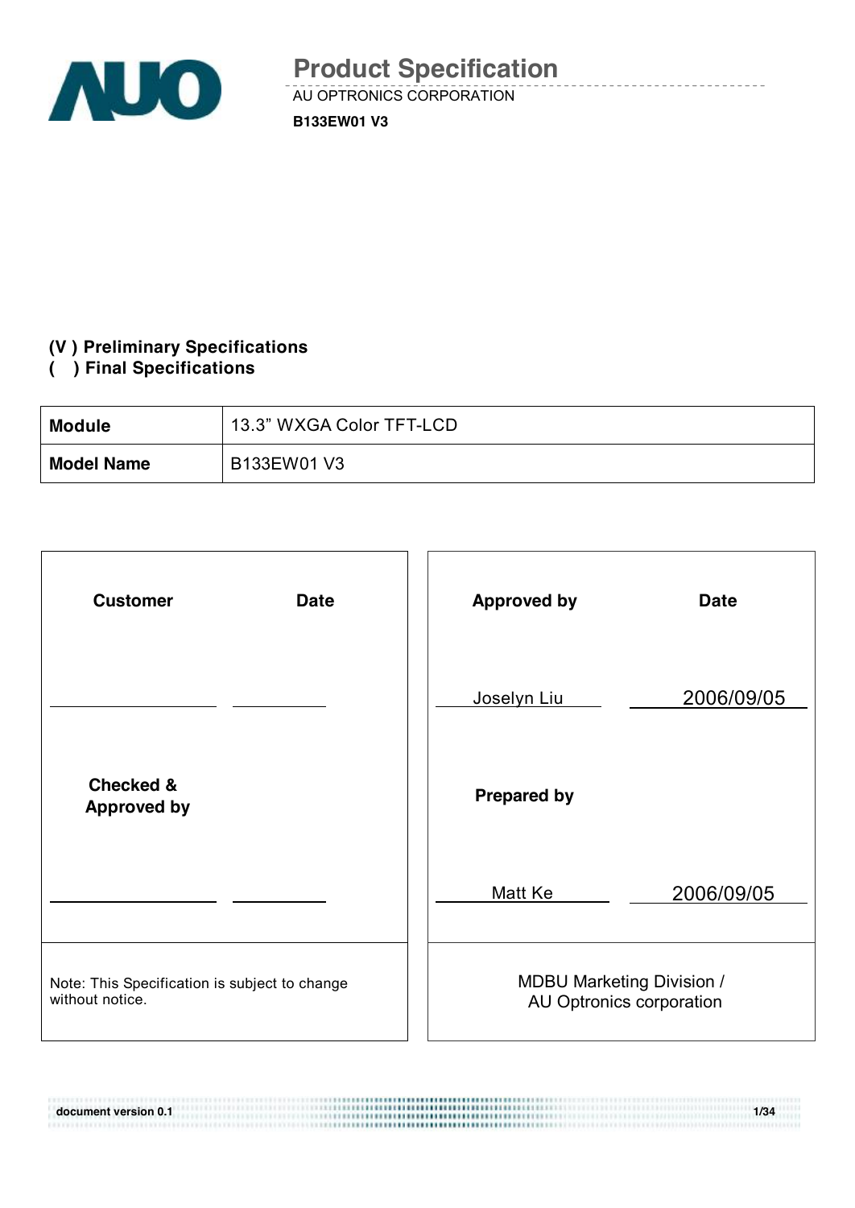# Product Specification

AU OPTRONICS CORPORATION

**B133EW01 V3**

**(V ) Preliminary Specifications**
**( ) Final Specifications**

| **Module** | 13.3" WXGA Color TFT-LCD |
|---|---|
| **Model Name** | B133EW01 V3 |

| **Customer** | **Date** | **Approved by** | **Date** |
|---|---|---|---|
| | | Joselyn Liu | 2006/09/05 |
| **Checked & Approved by** | | **Prepared by** | |
| | | Matt Ke | 2006/09/05 |
| Note: This Specification is subject to change without notice. | | MDBU Marketing Division / AU Optronics corporation | |

document version 0.1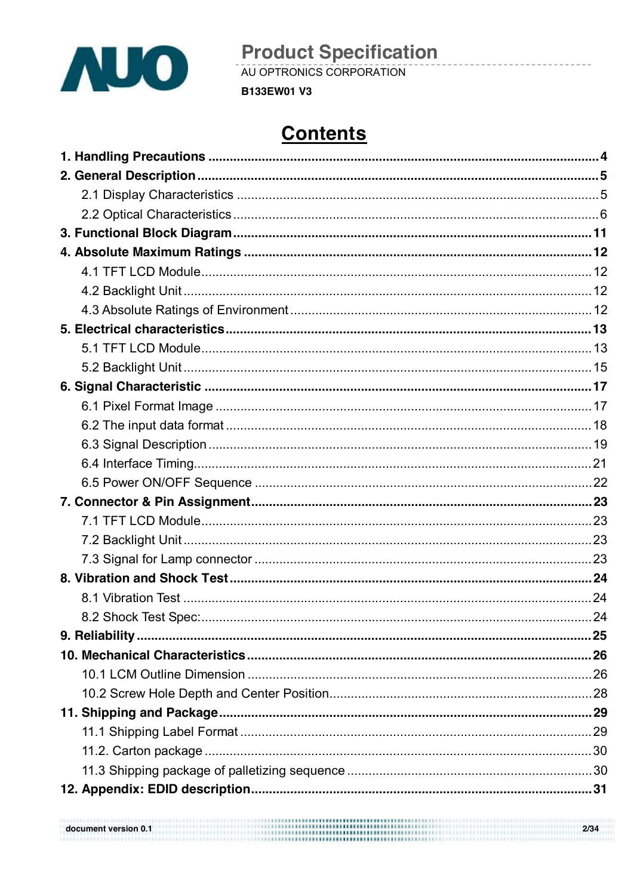# Contents

**1. Handling Precautions** ..... **4**

**2. General Description** ..... **5**

- 2.1 Display Characteristics ..... 5
- 2.2 Optical Characteristics ..... 6

**3. Functional Block Diagram** ..... **11**

**4. Absolute Maximum Ratings** ..... **12**

- 4.1 TFT LCD Module ..... 12
- 4.2 Backlight Unit ..... 12
- 4.3 Absolute Ratings of Environment ..... 12

**5. Electrical characteristics** ..... **13**

- 5.1 TFT LCD Module ..... 13
- 5.2 Backlight Unit ..... 15

**6. Signal Characteristic** ..... **17**

- 6.1 Pixel Format Image ..... 17
- 6.2 The input data format ..... 18
- 6.3 Signal Description ..... 19
- 6.4 Interface Timing ..... 21
- 6.5 Power ON/OFF Sequence ..... 22

**7. Connector & Pin Assignment** ..... **23**

- 7.1 TFT LCD Module ..... 23
- 7.2 Backlight Unit ..... 23
- 7.3 Signal for Lamp connector ..... 23

**8. Vibration and Shock Test** ..... **24**

- 8.1 Vibration Test ..... 24
- 8.2 Shock Test Spec: ..... 24

**9. Reliability** ..... **25**

**10. Mechanical Characteristics** ..... **26**

- 10.1 LCM Outline Dimension ..... 26
- 10.2 Screw Hole Depth and Center Position ..... 28

**11. Shipping and Package** ..... **29**

- 11.1 Shipping Label Format ..... 29
- 11.2. Carton package ..... 30
- 11.3 Shipping package of palletizing sequence ..... 30

**12. Appendix: EDID description** ..... **31**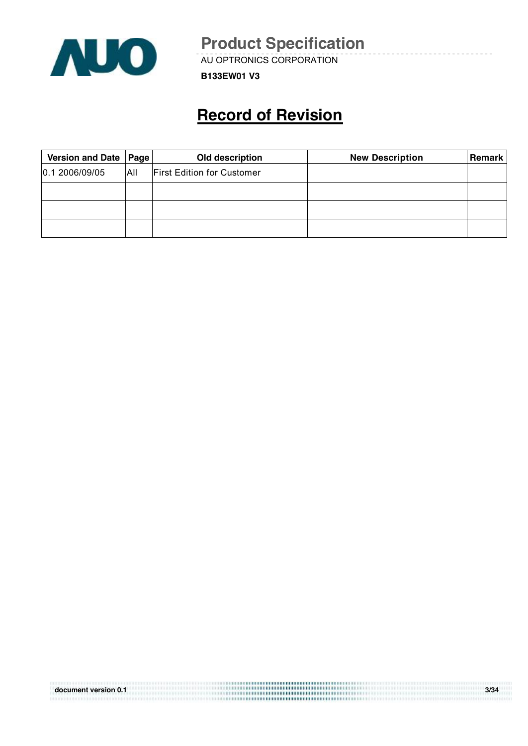# Record of Revision

| Version and Date | Page | Old description | New Description | Remark |
|---|---|---|---|---|
| 0.1 2006/09/05 | All | First Edition for Customer | | |
| | | | | |
| | | | | |
| | | | | |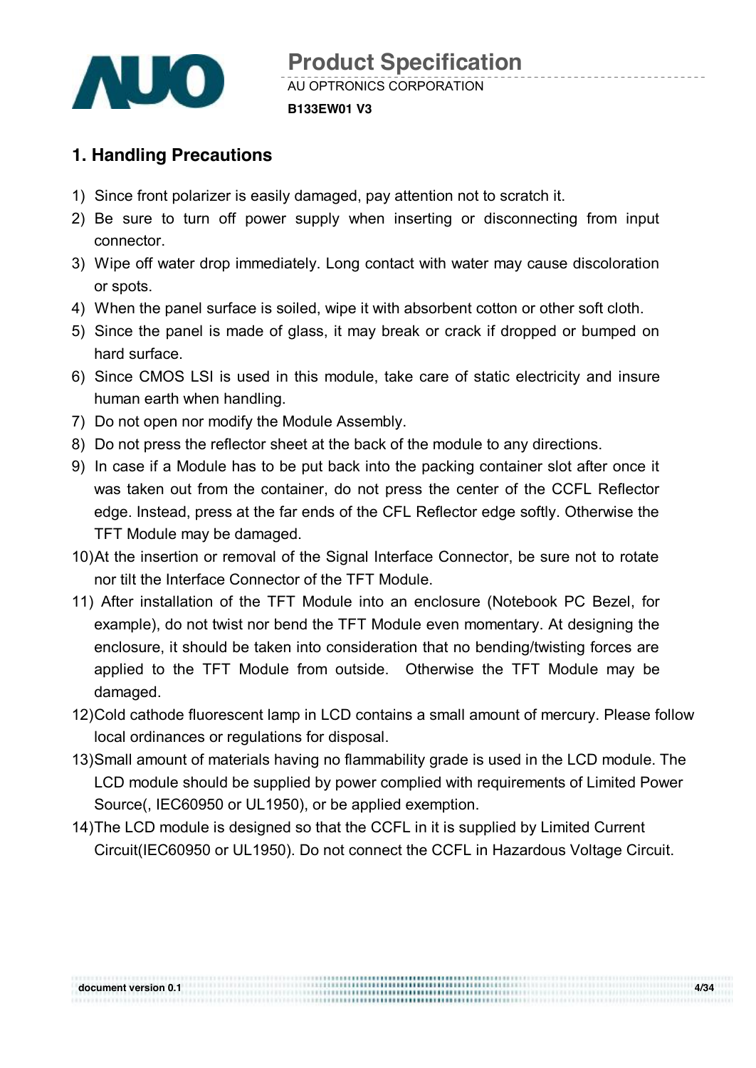# 1. Handling Precautions

1) Since front polarizer is easily damaged, pay attention not to scratch it.
2) Be sure to turn off power supply when inserting or disconnecting from input connector.
3) Wipe off water drop immediately. Long contact with water may cause discoloration or spots.
4) When the panel surface is soiled, wipe it with absorbent cotton or other soft cloth.
5) Since the panel is made of glass, it may break or crack if dropped or bumped on hard surface.
6) Since CMOS LSI is used in this module, take care of static electricity and insure human earth when handling.
7) Do not open nor modify the Module Assembly.
8) Do not press the reflector sheet at the back of the module to any directions.
9) In case if a Module has to be put back into the packing container slot after once it was taken out from the container, do not press the center of the CCFL Reflector edge. Instead, press at the far ends of the CFL Reflector edge softly. Otherwise the TFT Module may be damaged.
10) At the insertion or removal of the Signal Interface Connector, be sure not to rotate nor tilt the Interface Connector of the TFT Module.
11) After installation of the TFT Module into an enclosure (Notebook PC Bezel, for example), do not twist nor bend the TFT Module even momentary. At designing the enclosure, it should be taken into consideration that no bending/twisting forces are applied to the TFT Module from outside. Otherwise the TFT Module may be damaged.
12) Cold cathode fluorescent lamp in LCD contains a small amount of mercury. Please follow local ordinances or regulations for disposal.
13) Small amount of materials having no flammability grade is used in the LCD module. The LCD module should be supplied by power complied with requirements of Limited Power Source(, IEC60950 or UL1950), or be applied exemption.
14) The LCD module is designed so that the CCFL in it is supplied by Limited Current Circuit(IEC60950 or UL1950). Do not connect the CCFL in Hazardous Voltage Circuit.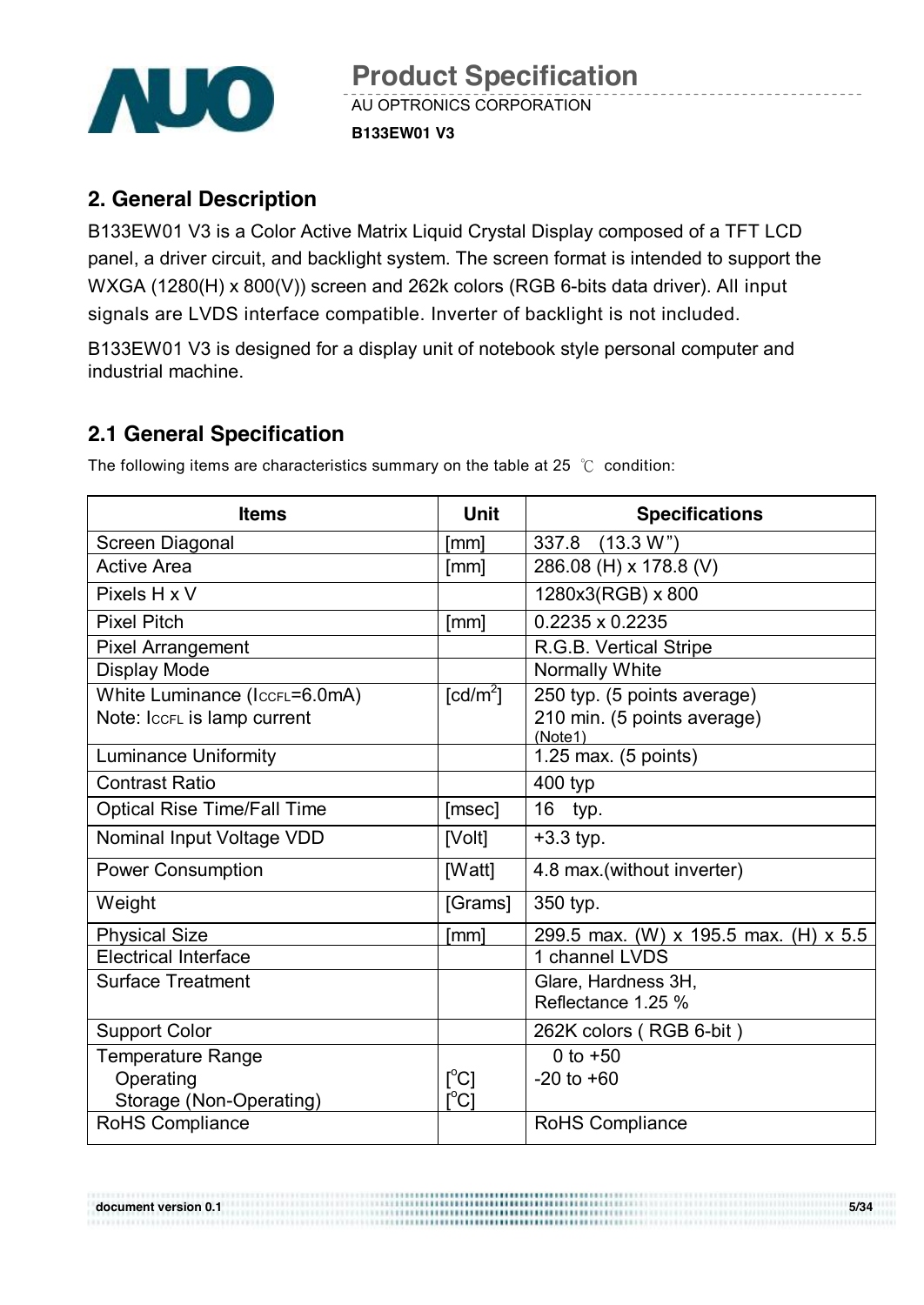## 2. General Description

B133EW01 V3 is a Color Active Matrix Liquid Crystal Display composed of a TFT LCD panel, a driver circuit, and backlight system. The screen format is intended to support the WXGA (1280(H) x 800(V)) screen and 262k colors (RGB 6-bits data driver). All input signals are LVDS interface compatible. Inverter of backlight is not included.

B133EW01 V3 is designed for a display unit of notebook style personal computer and industrial machine.

## 2.1 General Specification

The following items are characteristics summary on the table at 25 ℃ condition:

| Items | Unit | Specifications |
|---|---|---|
| Screen Diagonal | [mm] | 337.8 (13.3 W") |
| Active Area | [mm] | 286.08 (H) x 178.8 (V) |
| Pixels H x V | | 1280x3(RGB) x 800 |
| Pixel Pitch | [mm] | 0.2235 x 0.2235 |
| Pixel Arrangement | | R.G.B. Vertical Stripe |
| Display Mode | | Normally White |
| White Luminance ($I_{CCFL}$=6.0mA)<br>Note: $I_{CCFL}$ is lamp current | [cd/m²] | 250 typ. (5 points average)<br>210 min. (5 points average)<br>(Note1) |
| Luminance Uniformity | | 1.25 max. (5 points) |
| Contrast Ratio | | 400 typ |
| Optical Rise Time/Fall Time | [msec] | 16 typ. |
| Nominal Input Voltage VDD | [Volt] | +3.3 typ. |
| Power Consumption | [Watt] | 4.8 max.(without inverter) |
| Weight | [Grams] | 350 typ. |
| Physical Size | [mm] | 299.5 max. (W) x 195.5 max. (H) x 5.5 |
| Electrical Interface | | 1 channel LVDS |
| Surface Treatment | | Glare, Hardness 3H,<br>Reflectance 1.25 % |
| Support Color | | 262K colors ( RGB 6-bit ) |
| Temperature Range<br>Operating<br>Storage (Non-Operating) | <br>[°C]<br>[°C] | 0 to +50<br>-20 to +60 |
| RoHS Compliance | | RoHS Compliance |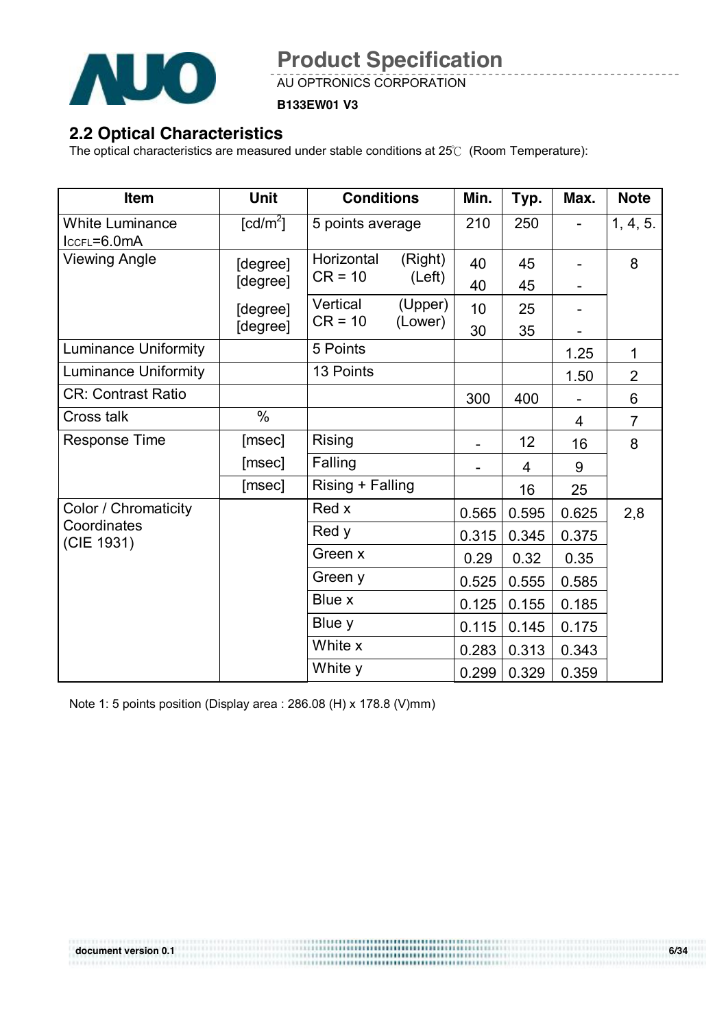## 2.2 Optical Characteristics

The optical characteristics are measured under stable conditions at 25℃ (Room Temperature):

| Item | Unit | Conditions | | Min. | Typ. | Max. | Note |
|---|---|---|---|---|---|---|---|
| White Luminance $I_{CCFL}$=6.0mA | [cd/m$^2$] | 5 points average | | 210 | 250 | - | 1, 4, 5. |
| Viewing Angle | [degree] | Horizontal CR = 10 | (Right) | 40 | 45 | - | 8 |
| | [degree] | | (Left) | 40 | 45 | - | |
| | [degree] | Vertical CR = 10 | (Upper) | 10 | 25 | - | |
| | [degree] | | (Lower) | 30 | 35 | - | |
| Luminance Uniformity | | 5 Points | | | | 1.25 | 1 |
| Luminance Uniformity | | 13 Points | | | | 1.50 | 2 |
| CR: Contrast Ratio | | | | 300 | 400 | - | 6 |
| Cross talk | % | | | | | 4 | 7 |
| Response Time | [msec] | Rising | | - | 12 | 16 | 8 |
| | [msec] | Falling | | - | 4 | 9 | |
| | [msec] | Rising + Falling | | | 16 | 25 | |
| Color / Chromaticity Coordinates (CIE 1931) | | Red x | | 0.565 | 0.595 | 0.625 | 2,8 |
| | | Red y | | 0.315 | 0.345 | 0.375 | |
| | | Green x | | 0.29 | 0.32 | 0.35 | |
| | | Green y | | 0.525 | 0.555 | 0.585 | |
| | | Blue x | | 0.125 | 0.155 | 0.185 | |
| | | Blue y | | 0.115 | 0.145 | 0.175 | |
| | | White x | | 0.283 | 0.313 | 0.343 | |
| | | White y | | 0.299 | 0.329 | 0.359 | |

Note 1: 5 points position (Display area : 286.08 (H) x 178.8 (V)mm)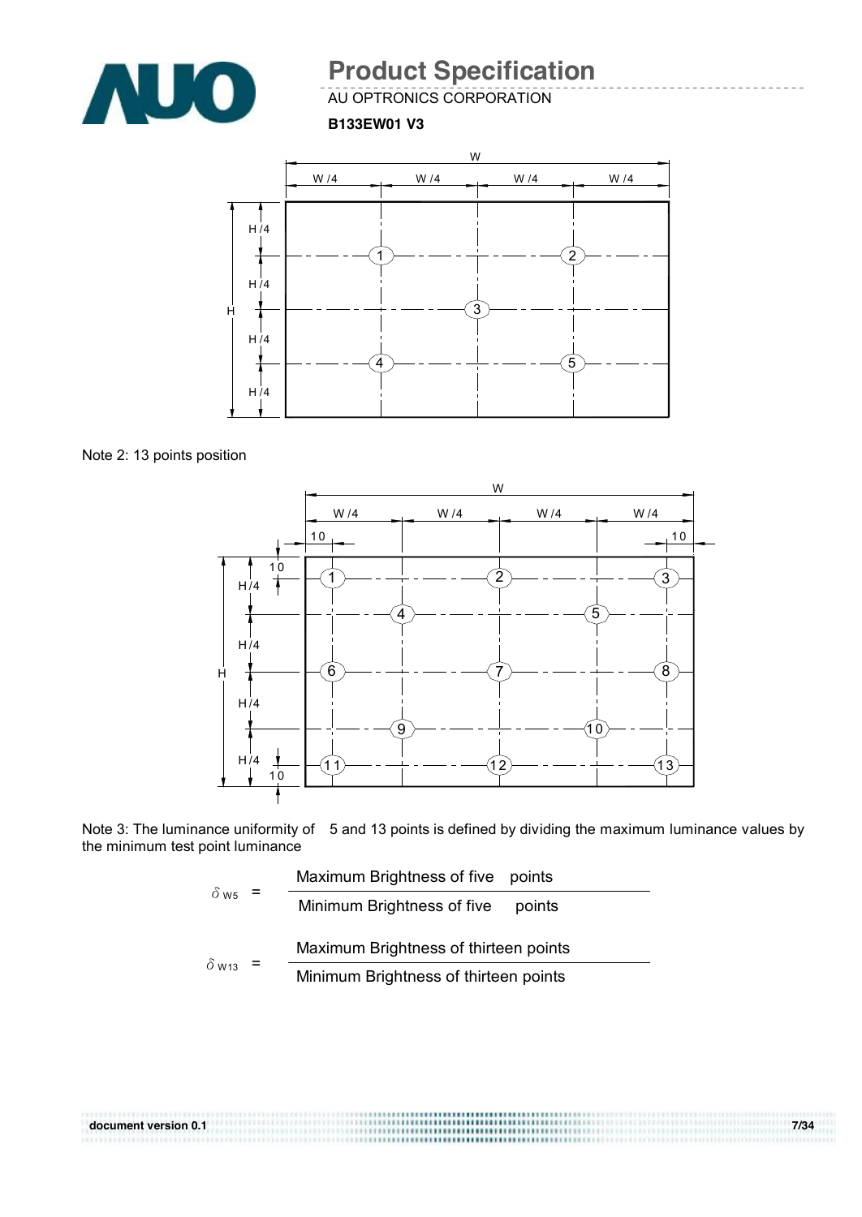Note 2: 13 points position

Note 3: The luminance uniformity of 5 and 13 points is defined by dividing the maximum luminance values by the minimum test point luminance

$$\delta_{W5} = \frac{\text{Maximum Brightness of five points}}{\text{Minimum Brightness of five points}}$$

$$\delta_{W13} = \frac{\text{Maximum Brightness of thirteen points}}{\text{Minimum Brightness of thirteen points}}$$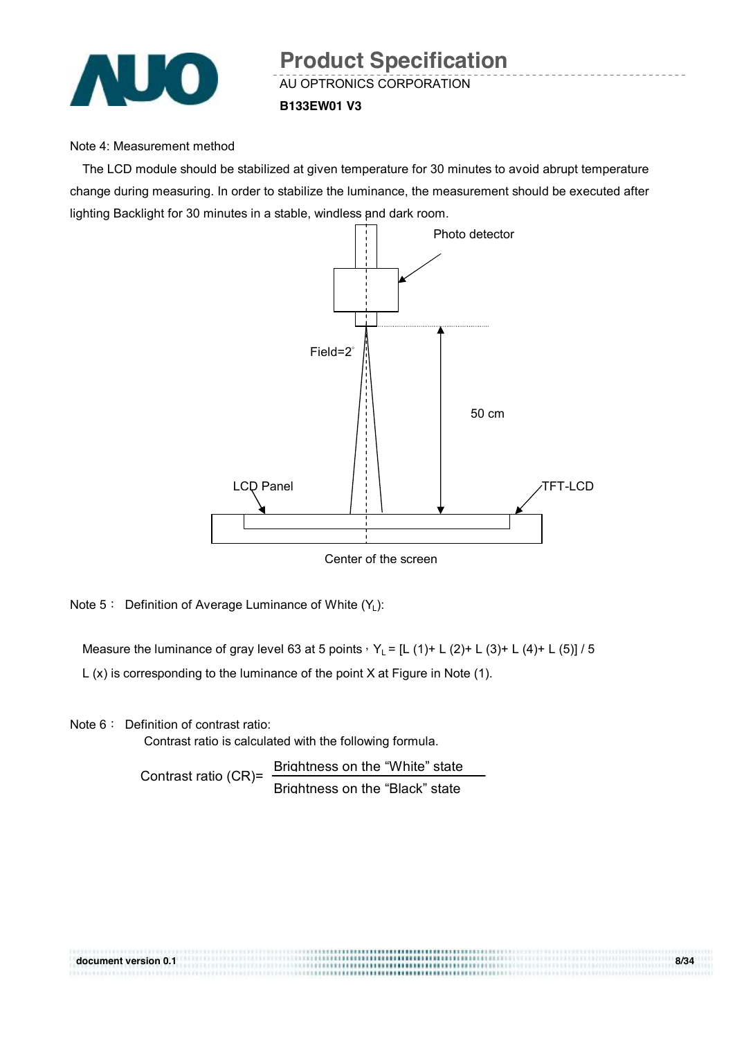Note 4: Measurement method

The LCD module should be stabilized at given temperature for 30 minutes to avoid abrupt temperature change during measuring. In order to stabilize the luminance, the measurement should be executed after lighting Backlight for 30 minutes in a stable, windless and dark room.

Photo detector

Field=2°

50 cm

LCD Panel

TFT-LCD

Center of the screen

Note 5： Definition of Average Luminance of White ($Y_L$):

Measure the luminance of gray level 63 at 5 points，$Y_L$ = [L (1)+ L (2)+ L (3)+ L (4)+ L (5)] / 5

L (x) is corresponding to the luminance of the point X at Figure in Note (1).

Note 6： Definition of contrast ratio:

Contrast ratio is calculated with the following formula.

$$\text{Contrast ratio (CR)} = \frac{\text{Brightness on the "White" state}}{\text{Brightness on the "Black" state}}$$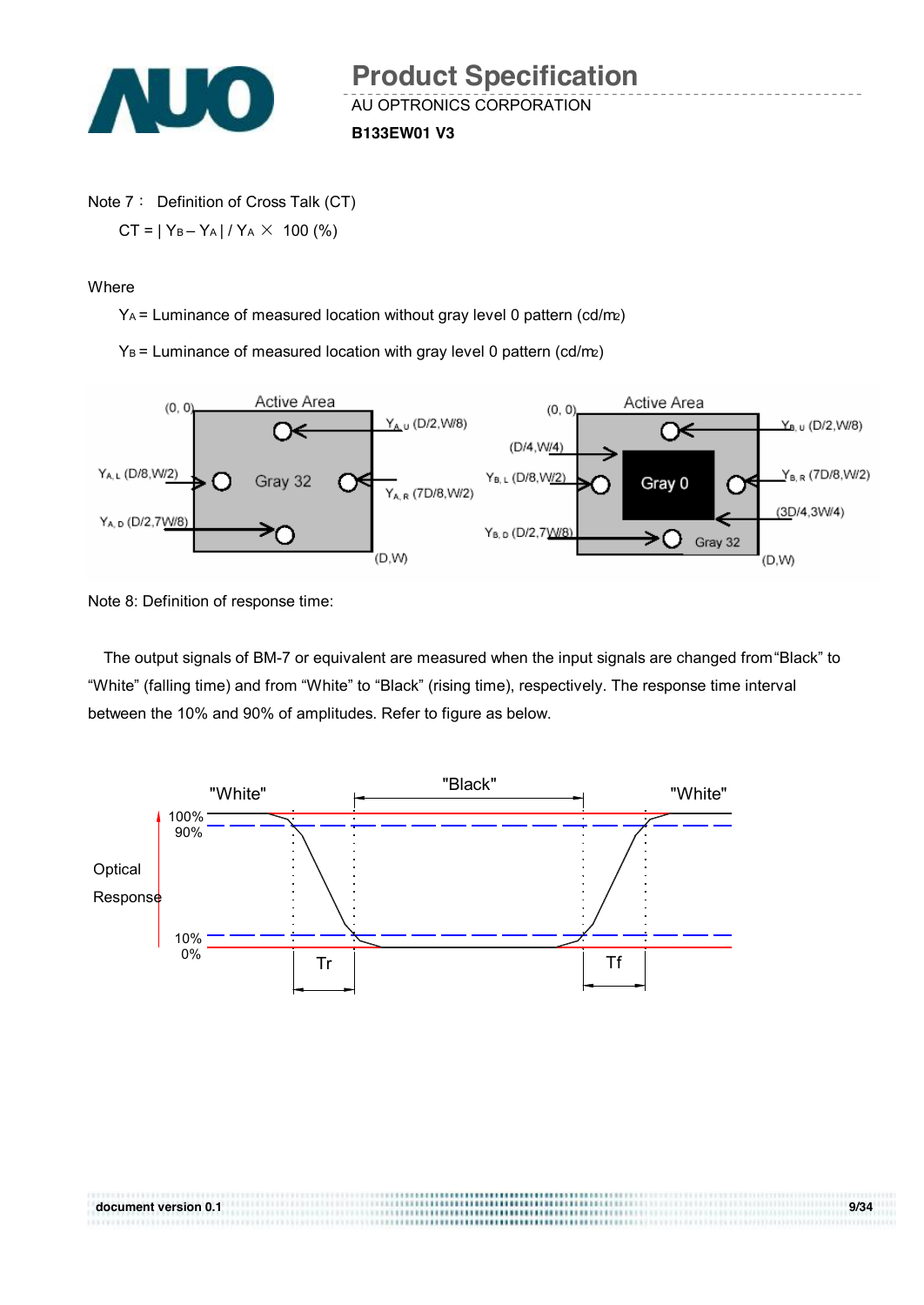Note 7： Definition of Cross Talk (CT)

$CT = | Y_B – Y_A | / Y_A \times 100 (\%)$

Where

$Y_A$ = Luminance of measured location without gray level 0 pattern (cd/m2)

$Y_B$ = Luminance of measured location with gray level 0 pattern (cd/m2)

Note 8: Definition of response time:

The output signals of BM-7 or equivalent are measured when the input signals are changed from "Black" to "White" (falling time) and from "White" to "Black" (rising time), respectively. The response time interval between the 10% and 90% of amplitudes. Refer to figure as below.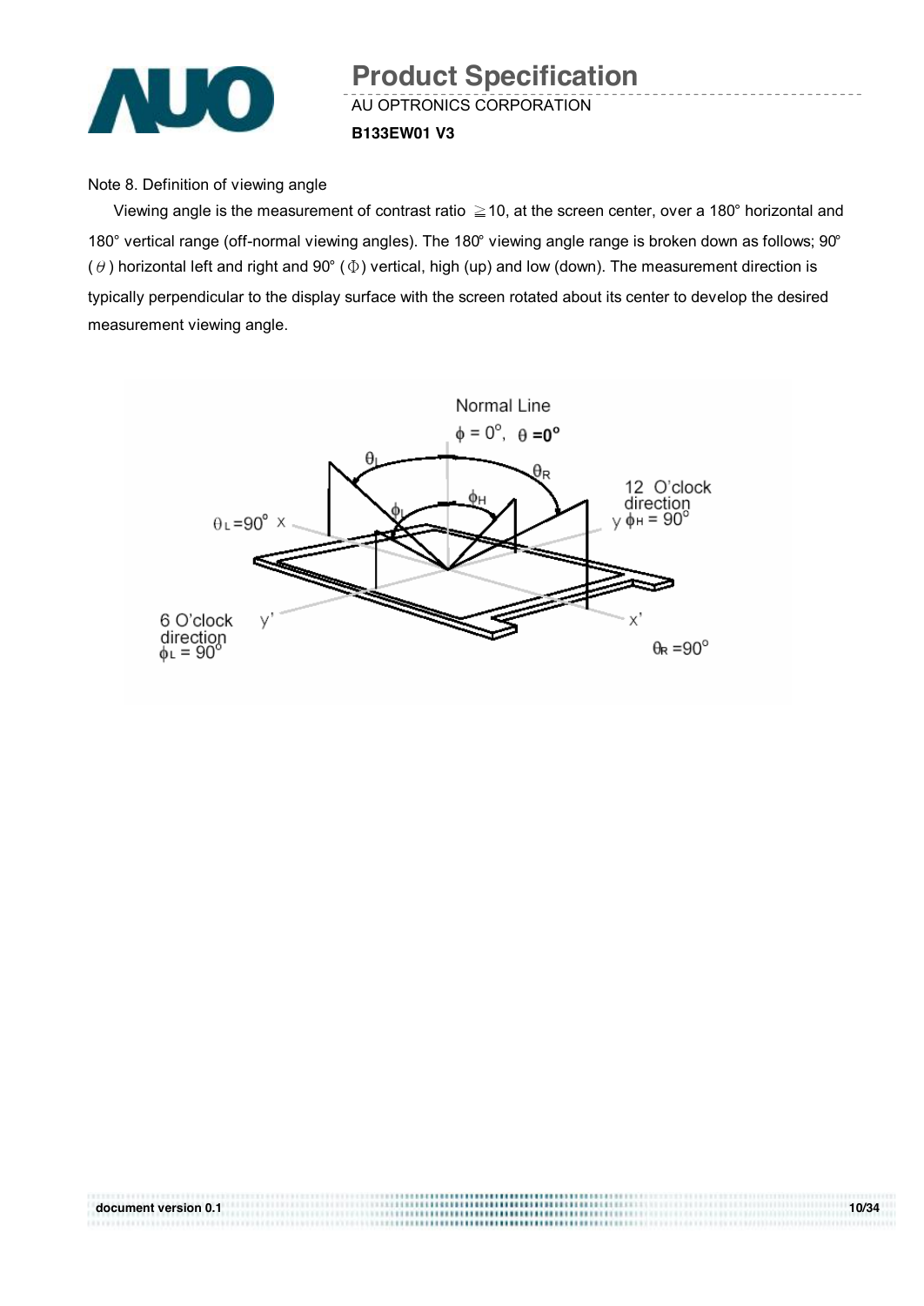Note 8. Definition of viewing angle

Viewing angle is the measurement of contrast ratio ≧10, at the screen center, over a 180° horizontal and 180° vertical range (off-normal viewing angles). The 180° viewing angle range is broken down as follows; 90° ($\theta$) horizontal left and right and 90° ($\Phi$) vertical, high (up) and low (down). The measurement direction is typically perpendicular to the display surface with the screen rotated about its center to develop the desired measurement viewing angle.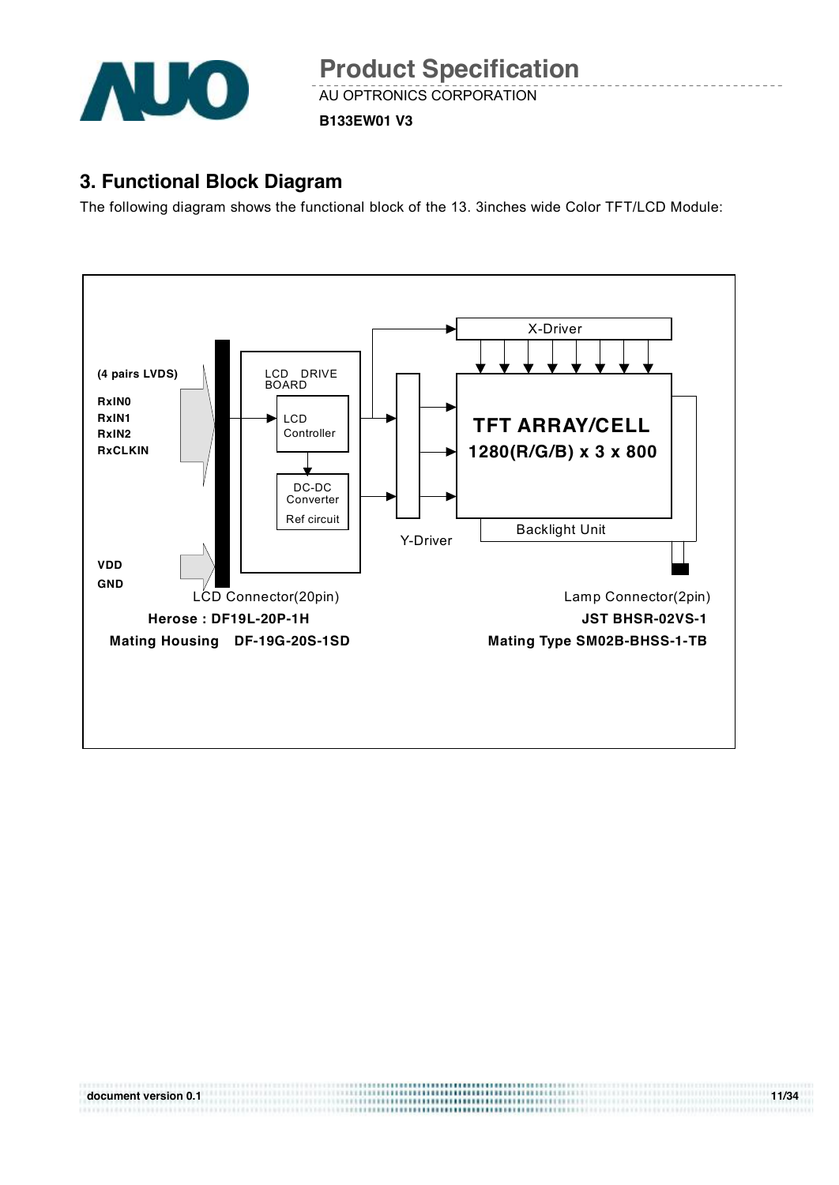## 3. Functional Block Diagram

The following diagram shows the functional block of the 13. 3inches wide Color TFT/LCD Module:

(4 pairs LVDS)

RxIN0
RxIN1
RxIN2
RxCLKIN

VDD
GND

LCD DRIVE BOARD

LCD Controller

DC-DC Converter

Ref circuit

X-Driver

Y-Driver

TFT ARRAY/CELL
1280(R/G/B) x 3 x 800

Backlight Unit

LCD Connector(20pin)
**Herose : DF19L-20P-1H**
**Mating Housing DF-19G-20S-1SD**

Lamp Connector(2pin)
**JST BHSR-02VS-1**
**Mating Type SM02B-BHSS-1-TB**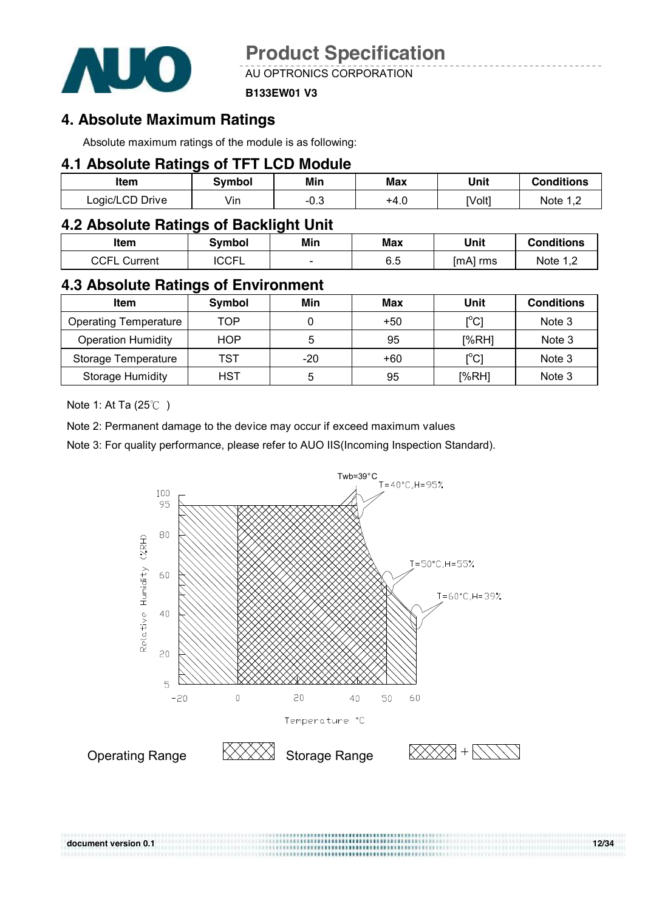# 4. Absolute Maximum Ratings

Absolute maximum ratings of the module is as following:

## 4.1 Absolute Ratings of TFT LCD Module

| Item | Symbol | Min | Max | Unit | Conditions |
|---|---|---|---|---|---|
| Logic/LCD Drive | Vin | -0.3 | +4.0 | [Volt] | Note 1,2 |

## 4.2 Absolute Ratings of Backlight Unit

| Item | Symbol | Min | Max | Unit | Conditions |
|---|---|---|---|---|---|
| CCFL Current | ICCFL | - | 6.5 | [mA] rms | Note 1,2 |

## 4.3 Absolute Ratings of Environment

| Item | Symbol | Min | Max | Unit | Conditions |
|---|---|---|---|---|---|
| Operating Temperature | TOP | 0 | +50 | [°C] | Note 3 |
| Operation Humidity | HOP | 5 | 95 | [%RH] | Note 3 |
| Storage Temperature | TST | -20 | +60 | [°C] | Note 3 |
| Storage Humidity | HST | 5 | 95 | [%RH] | Note 3 |

Note 1: At Ta (25℃ )

Note 2: Permanent damage to the device may occur if exceed maximum values

Note 3: For quality performance, please refer to AUO IIS(Incoming Inspection Standard).

Twb=39°C
T=40°C,H=95%
T=50°C,H=55%
T=60°C,H=39%

Relative Humidity (%RH)

Temperature °C

Operating Range

Storage Range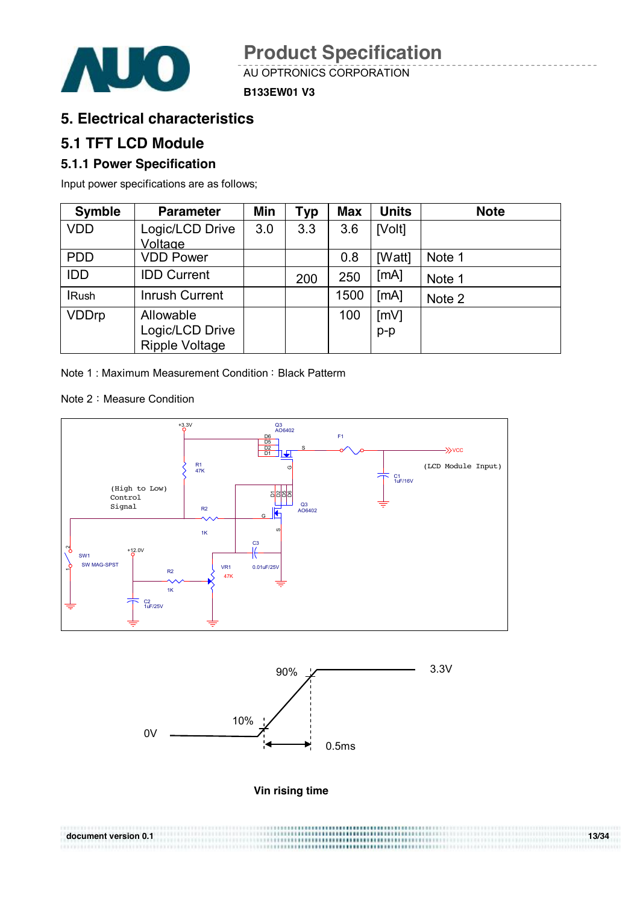## 5. Electrical characteristics

### 5.1 TFT LCD Module

#### 5.1.1 Power Specification

Input power specifications are as follows;

| Symble | Parameter | Min | Typ | Max | Units | Note |
|---|---|---|---|---|---|---|
| VDD | Logic/LCD Drive Voltage | 3.0 | 3.3 | 3.6 | [Volt] | |
| PDD | VDD Power | | | 0.8 | [Watt] | Note 1 |
| IDD | IDD Current | | 200 | 250 | [mA] | Note 1 |
| IRush | Inrush Current | | | 1500 | [mA] | Note 2 |
| VDDrp | Allowable Logic/LCD Drive Ripple Voltage | | | 100 | [mV] p-p | |

Note 1 : Maximum Measurement Condition : Black Pattern

Note 2 : Measure Condition

Vin rising time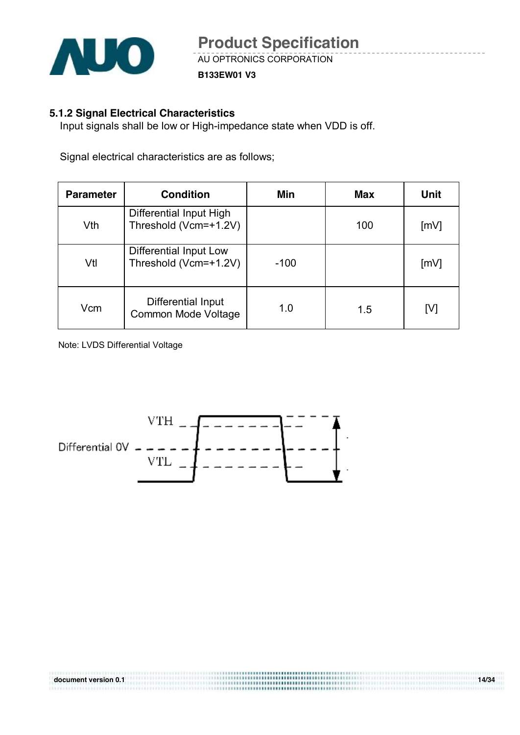### 5.1.2 Signal Electrical Characteristics

Input signals shall be low or High-impedance state when VDD is off.

Signal electrical characteristics are as follows;

| Parameter | Condition | Min | Max | Unit |
|---|---|---|---|---|
| Vth | Differential Input High Threshold (Vcm=+1.2V) | | 100 | [mV] |
| Vtl | Differential Input Low Threshold (Vcm=+1.2V) | -100 | | [mV] |
| Vcm | Differential Input Common Mode Voltage | 1.0 | 1.5 | [V] |

Note: LVDS Differential Voltage

VTH

Differential 0V

VTL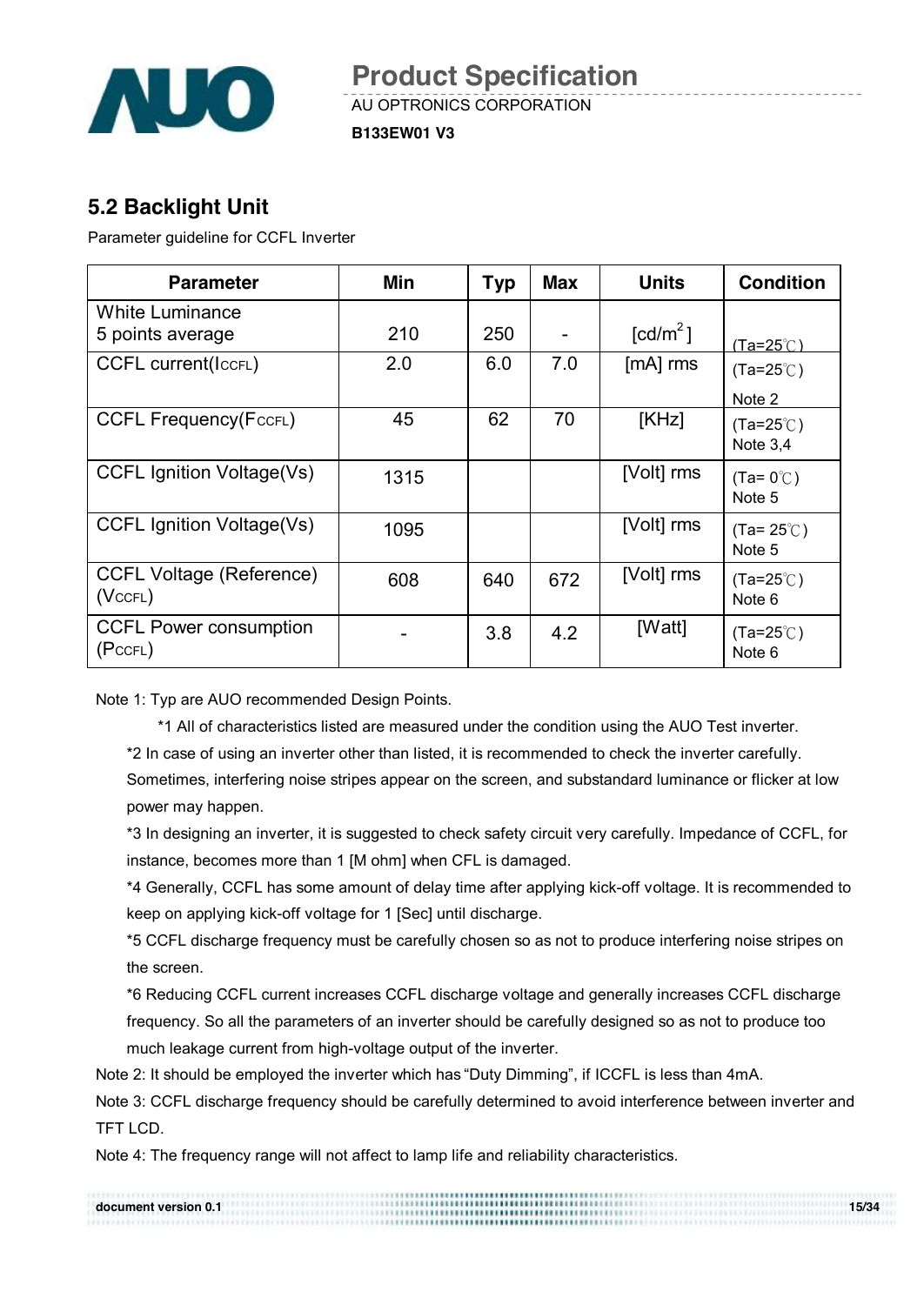## 5.2 Backlight Unit

Parameter guideline for CCFL Inverter

| Parameter | Min | Typ | Max | Units | Condition |
|---|---|---|---|---|---|
| White Luminance 5 points average | 210 | 250 | - | [cd/m$^2$] | (Ta=25℃) |
| CCFL current($I_{CCFL}$) | 2.0 | 6.0 | 7.0 | [mA] rms | (Ta=25℃) Note 2 |
| CCFL Frequency($F_{CCFL}$) | 45 | 62 | 70 | [KHz] | (Ta=25℃) Note 3,4 |
| CCFL Ignition Voltage(Vs) | 1315 | | | [Volt] rms | (Ta= 0℃) Note 5 |
| CCFL Ignition Voltage(Vs) | 1095 | | | [Volt] rms | (Ta= 25℃) Note 5 |
| CCFL Voltage (Reference) ($V_{CCFL}$) | 608 | 640 | 672 | [Volt] rms | (Ta=25℃) Note 6 |
| CCFL Power consumption ($P_{CCFL}$) | - | 3.8 | 4.2 | [Watt] | (Ta=25℃) Note 6 |

Note 1: Typ are AUO recommended Design Points.

*1 All of characteristics listed are measured under the condition using the AUO Test inverter.

*2 In case of using an inverter other than listed, it is recommended to check the inverter carefully. Sometimes, interfering noise stripes appear on the screen, and substandard luminance or flicker at low power may happen.

*3 In designing an inverter, it is suggested to check safety circuit very carefully. Impedance of CCFL, for instance, becomes more than 1 [M ohm] when CFL is damaged.

*4 Generally, CCFL has some amount of delay time after applying kick-off voltage. It is recommended to keep on applying kick-off voltage for 1 [Sec] until discharge.

*5 CCFL discharge frequency must be carefully chosen so as not to produce interfering noise stripes on the screen.

*6 Reducing CCFL current increases CCFL discharge voltage and generally increases CCFL discharge frequency. So all the parameters of an inverter should be carefully designed so as not to produce too much leakage current from high-voltage output of the inverter.

Note 2: It should be employed the inverter which has "Duty Dimming", if ICCFL is less than 4mA.

Note 3: CCFL discharge frequency should be carefully determined to avoid interference between inverter and TFT LCD.

Note 4: The frequency range will not affect to lamp life and reliability characteristics.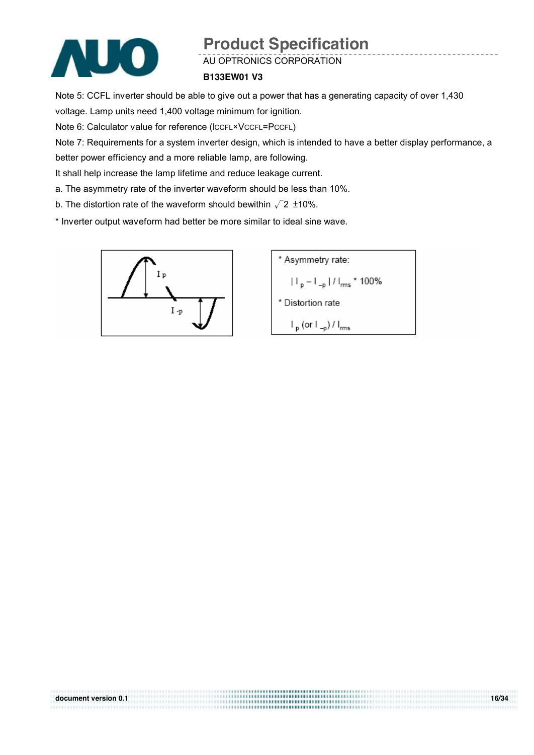Note 5: CCFL inverter should be able to give out a power that has a generating capacity of over 1,430 voltage. Lamp units need 1,400 voltage minimum for ignition.

Note 6: Calculator value for reference ($I_{CCFL} \times V_{CCFL} = P_{CCFL}$)

Note 7: Requirements for a system inverter design, which is intended to have a better display performance, a better power efficiency and a more reliable lamp, are following.

It shall help increase the lamp lifetime and reduce leakage current.

a. The asymmetry rate of the inverter waveform should be less than 10%.

b. The distortion rate of the waveform should bewithin $\sqrt{2}$ ±10%.

* Inverter output waveform had better be more similar to ideal sine wave.

* Asymmetry rate:

$$| I_p - I_{-p} | / I_{rms} * 100\%$$

* Distortion rate

$$I_p \text{ (or } I_{-p}) / I_{rms}$$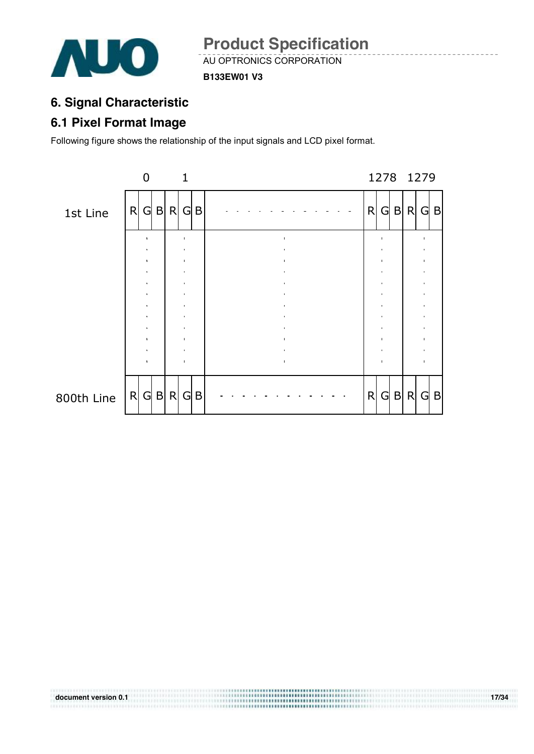# 6. Signal Characteristic

## 6.1 Pixel Format Image

Following figure shows the relationship of the input signals and LCD pixel format.

| | 0 | | | 1 | | | | 1278 | | | 1279 | | |
|---|---|---|---|---|---|---|---|---|---|---|---|---|---|
| 1st Line | R | G | B | R | G | B | - - - - - - - - - - - - | R | G | B | R | G | B |
| | ⋮ | | | ⋮ | | | ⋮ | ⋮ | | | ⋮ | | |
| 800th Line | R | G | B | R | G | B | - - - - - - - - - - - - | R | G | B | R | G | B |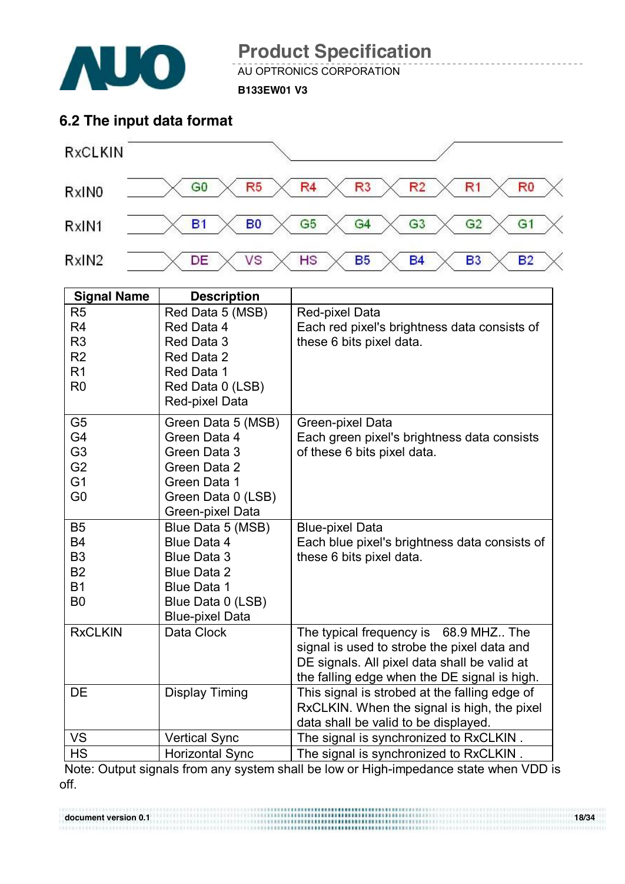## 6.2 The input data format

| | | | | | | | |
|---|---|---|---|---|---|---|---|
| RxCLKIN | | | | | | | |
| RxIN0 | G0 | R5 | R4 | R3 | R2 | R1 | R0 |
| RxIN1 | B1 | B0 | G5 | G4 | G3 | G2 | G1 |
| RxIN2 | DE | VS | HS | B5 | B4 | B3 | B2 |

| Signal Name | Description | |
|---|---|---|
| R5<br>R4<br>R3<br>R2<br>R1<br>R0 | Red Data 5 (MSB)<br>Red Data 4<br>Red Data 3<br>Red Data 2<br>Red Data 1<br>Red Data 0 (LSB)<br>Red-pixel Data | Red-pixel Data<br>Each red pixel's brightness data consists of these 6 bits pixel data. |
| G5<br>G4<br>G3<br>G2<br>G1<br>G0 | Green Data 5 (MSB)<br>Green Data 4<br>Green Data 3<br>Green Data 2<br>Green Data 1<br>Green Data 0 (LSB)<br>Green-pixel Data | Green-pixel Data<br>Each green pixel's brightness data consists of these 6 bits pixel data. |
| B5<br>B4<br>B3<br>B2<br>B1<br>B0 | Blue Data 5 (MSB)<br>Blue Data 4<br>Blue Data 3<br>Blue Data 2<br>Blue Data 1<br>Blue Data 0 (LSB)<br>Blue-pixel Data | Blue-pixel Data<br>Each blue pixel's brightness data consists of these 6 bits pixel data. |
| RxCLKIN | Data Clock | The typical frequency is 68.9 MHZ.. The signal is used to strobe the pixel data and DE signals. All pixel data shall be valid at the falling edge when the DE signal is high. |
| DE | Display Timing | This signal is strobed at the falling edge of RxCLKIN. When the signal is high, the pixel data shall be valid to be displayed. |
| VS | Vertical Sync | The signal is synchronized to RxCLKIN . |
| HS | Horizontal Sync | The signal is synchronized to RxCLKIN . |

Note: Output signals from any system shall be low or High-impedance state when VDD is off.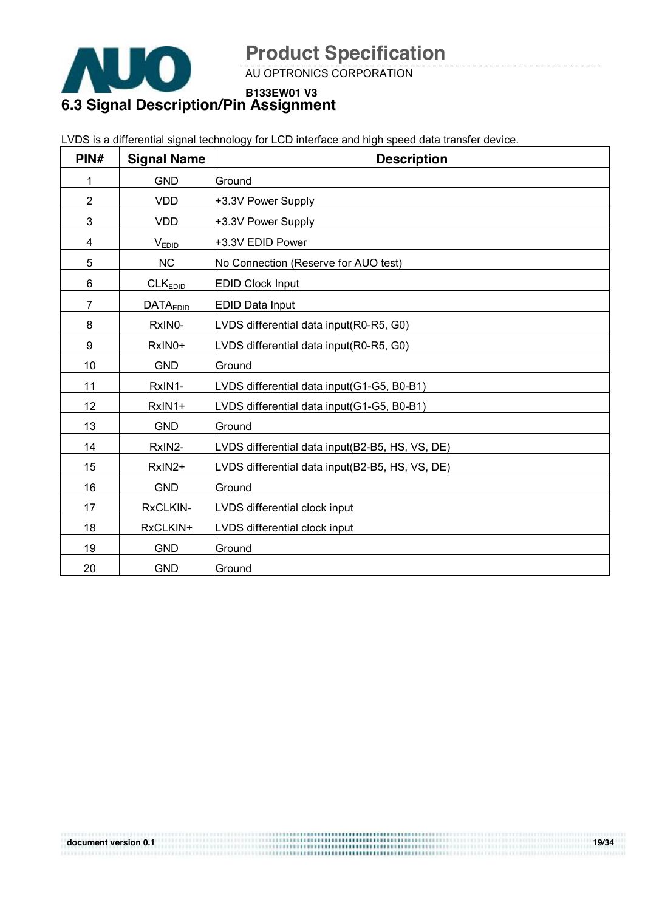## 6.3 Signal Description/Pin Assignment

LVDS is a differential signal technology for LCD interface and high speed data transfer device.

| PIN# | Signal Name | Description |
|---|---|---|
| 1 | GND | Ground |
| 2 | VDD | +3.3V Power Supply |
| 3 | VDD | +3.3V Power Supply |
| 4 | $V_{EDID}$ | +3.3V EDID Power |
| 5 | NC | No Connection (Reserve for AUO test) |
| 6 | $CLK_{EDID}$ | EDID Clock Input |
| 7 | $DATA_{EDID}$ | EDID Data Input |
| 8 | RxIN0- | LVDS differential data input(R0-R5, G0) |
| 9 | RxIN0+ | LVDS differential data input(R0-R5, G0) |
| 10 | GND | Ground |
| 11 | RxIN1- | LVDS differential data input(G1-G5, B0-B1) |
| 12 | RxIN1+ | LVDS differential data input(G1-G5, B0-B1) |
| 13 | GND | Ground |
| 14 | RxIN2- | LVDS differential data input(B2-B5, HS, VS, DE) |
| 15 | RxIN2+ | LVDS differential data input(B2-B5, HS, VS, DE) |
| 16 | GND | Ground |
| 17 | RxCLKIN- | LVDS differential clock input |
| 18 | RxCLKIN+ | LVDS differential clock input |
| 19 | GND | Ground |
| 20 | GND | Ground |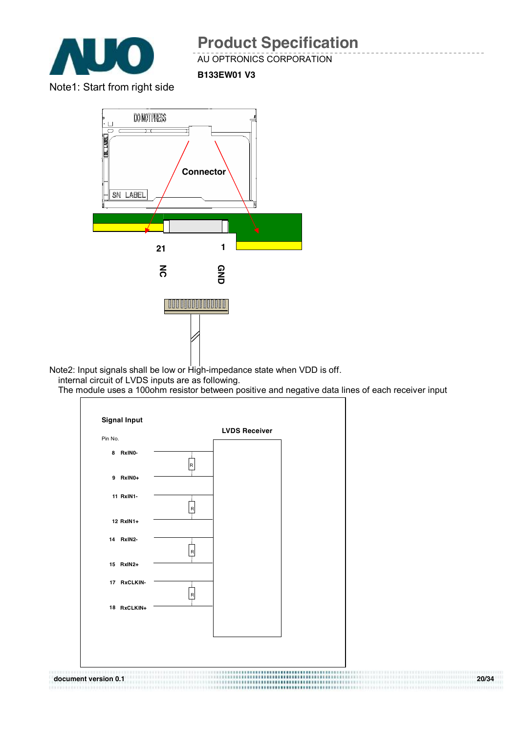Note1: Start from right side

Connector

21 NC

1 GND

Note2: Input signals shall be low or High-impedance state when VDD is off.
internal circuit of LVDS inputs are as following.
The module uses a 100ohm resistor between positive and negative data lines of each receiver input

Signal Input

Pin No.

LVDS Receiver

8 RxIN0-

9 RxIN0+

11 RxIN1-

12 RxIN1+

14 RxIN2-

15 RxIN2+

17 RxCLKIN-

18 RxCLKIN+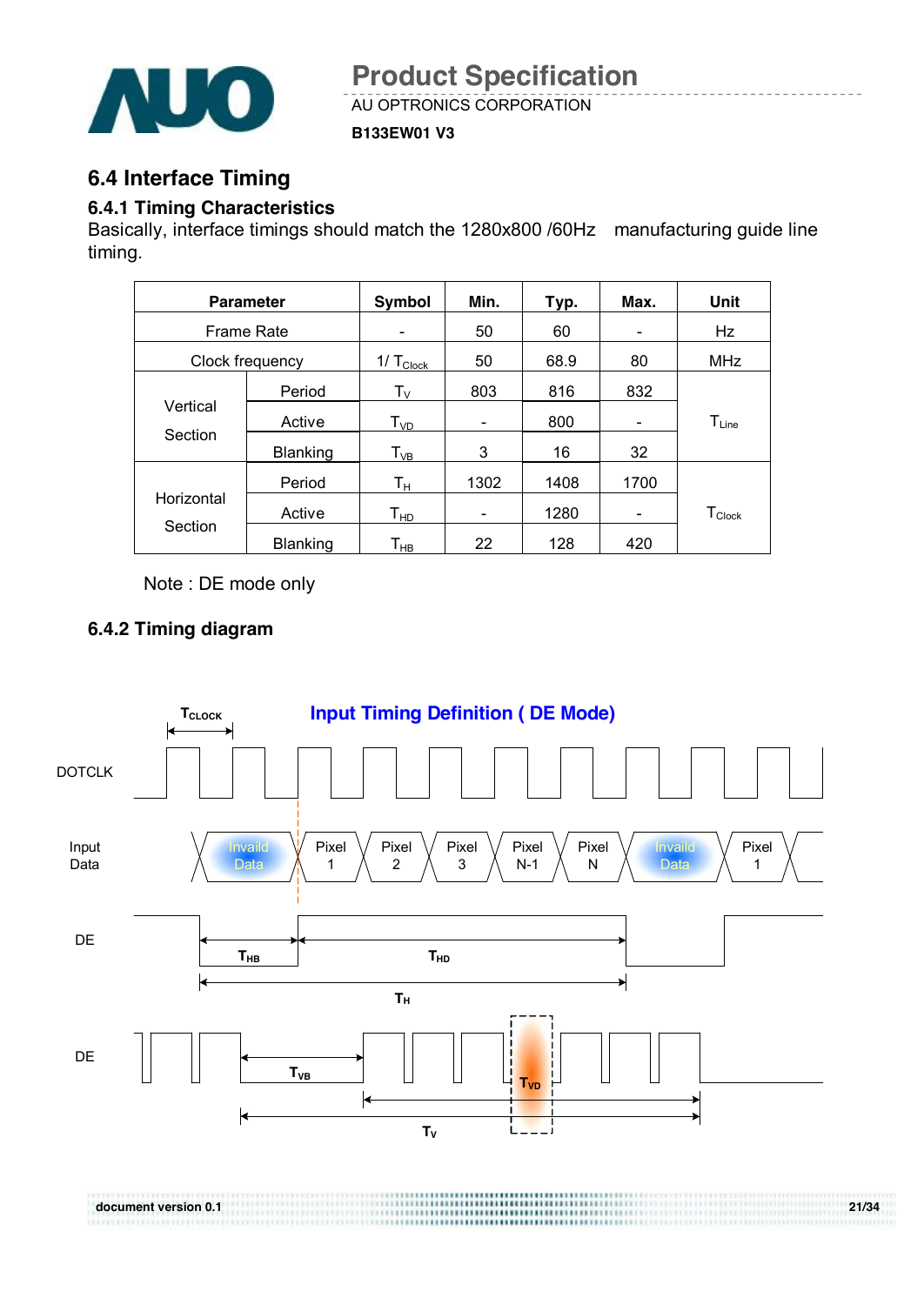## 6.4 Interface Timing

### 6.4.1 Timing Characteristics

Basically, interface timings should match the 1280x800 /60Hz manufacturing guide line timing.

| Parameter | | Symbol | Min. | Typ. | Max. | Unit |
|---|---|---|---|---|---|---|
| Frame Rate | | - | 50 | 60 | - | Hz |
| Clock frequency | | $1/T_{Clock}$ | 50 | 68.9 | 80 | MHz |
| Vertical Section | Period | $T_V$ | 803 | 816 | 832 | $T_{Line}$ |
| | Active | $T_{VD}$ | - | 800 | - | |
| | Blanking | $T_{VB}$ | 3 | 16 | 32 | |
| Horizontal Section | Period | $T_H$ | 1302 | 1408 | 1700 | $T_{Clock}$ |
| | Active | $T_{HD}$ | - | 1280 | - | |
| | Blanking | $T_{HB}$ | 22 | 128 | 420 | |

Note : DE mode only

### 6.4.2 Timing diagram

Input Timing Definition ( DE Mode)

DOTCLK, Input Data (Invaild Data, Pixel 1, Pixel 2, Pixel 3, Pixel N-1, Pixel N, Invaild Data, Pixel 1), DE ($T_{HB}$, $T_{HD}$, $T_H$), DE ($T_{VB}$, $T_{VD}$, $T_V$), $T_{CLOCK}$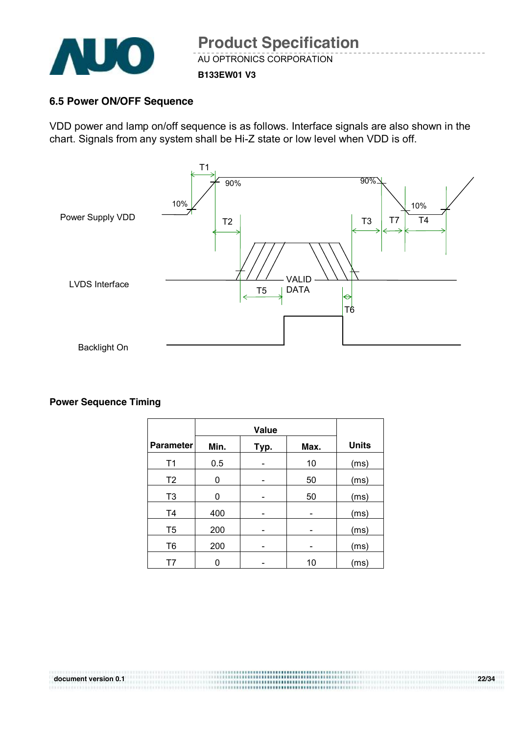## 6.5 Power ON/OFF Sequence

VDD power and lamp on/off sequence is as follows. Interface signals are also shown in the chart. Signals from any system shall be Hi-Z state or low level when VDD is off.

Power Supply VDD

LVDS Interface

Backlight On

**Power Sequence Timing**

| Parameter | Value | | | Units |
|---|---|---|---|---|
| | Min. | Typ. | Max. | |
| T1 | 0.5 | - | 10 | (ms) |
| T2 | 0 | - | 50 | (ms) |
| T3 | 0 | - | 50 | (ms) |
| T4 | 400 | - | - | (ms) |
| T5 | 200 | - | - | (ms) |
| T6 | 200 | - | - | (ms) |
| T7 | 0 | - | 10 | (ms) |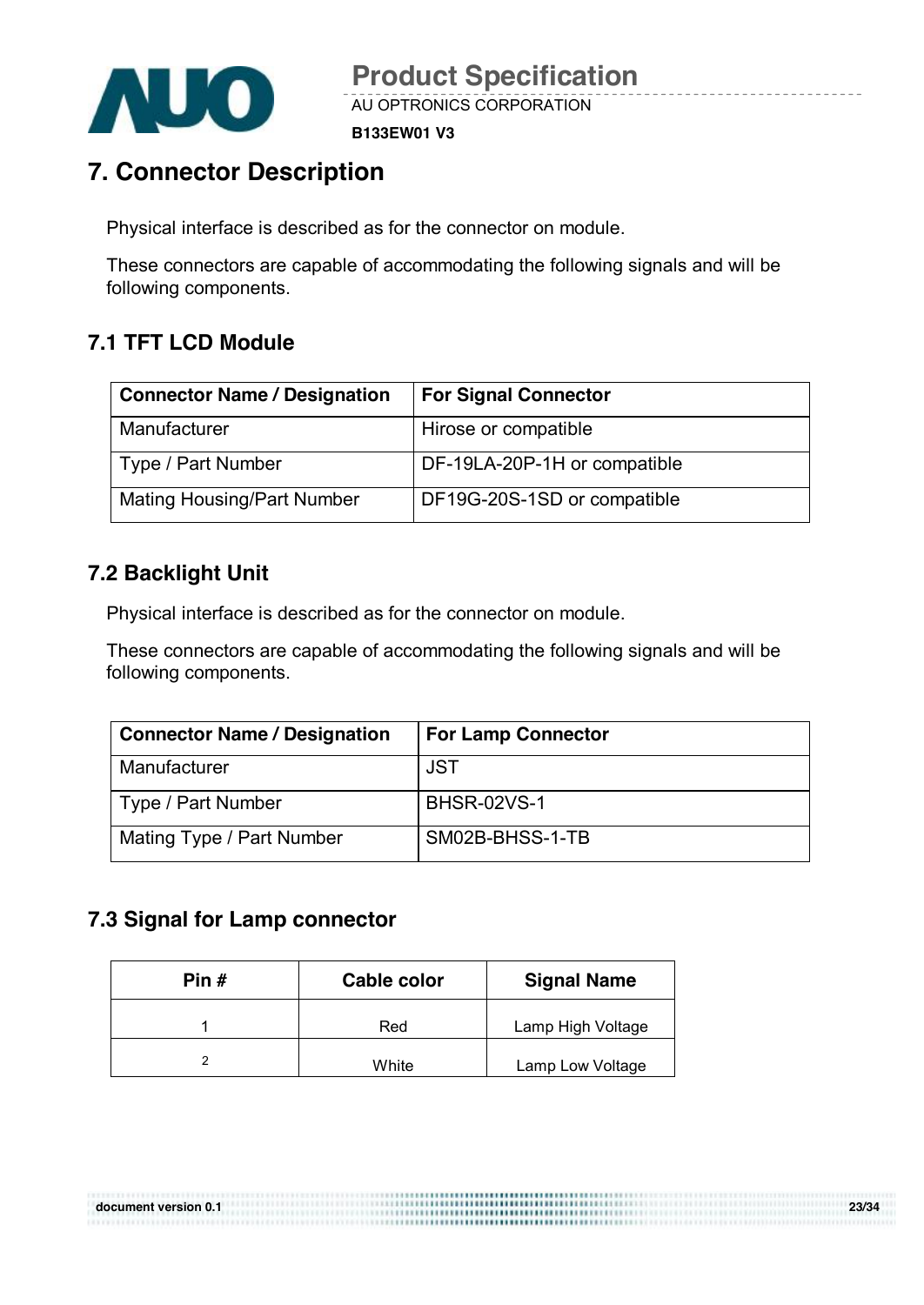# 7. Connector Description

Physical interface is described as for the connector on module.

These connectors are capable of accommodating the following signals and will be following components.

## 7.1 TFT LCD Module

| Connector Name / Designation | For Signal Connector |
|---|---|
| Manufacturer | Hirose or compatible |
| Type / Part Number | DF-19LA-20P-1H or compatible |
| Mating Housing/Part Number | DF19G-20S-1SD or compatible |

## 7.2 Backlight Unit

Physical interface is described as for the connector on module.

These connectors are capable of accommodating the following signals and will be following components.

| Connector Name / Designation | For Lamp Connector |
|---|---|
| Manufacturer | JST |
| Type / Part Number | BHSR-02VS-1 |
| Mating Type / Part Number | SM02B-BHSS-1-TB |

## 7.3 Signal for Lamp connector

| Pin # | Cable color | Signal Name |
|---|---|---|
| 1 | Red | Lamp High Voltage |
| 2 | White | Lamp Low Voltage |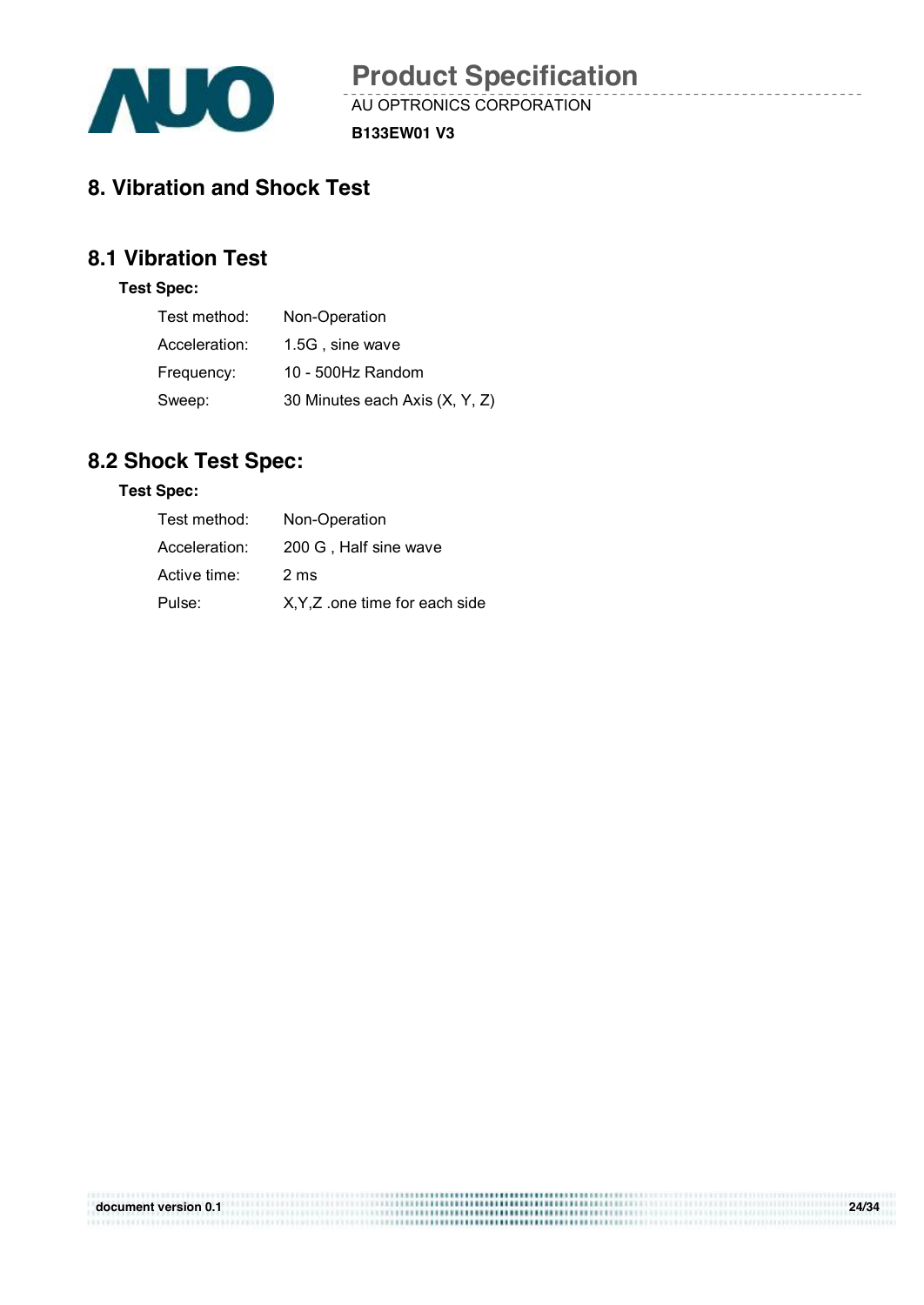# 8. Vibration and Shock Test

## 8.1 Vibration Test

**Test Spec:**

| | |
|---|---|
| Test method: | Non-Operation |
| Acceleration: | 1.5G , sine wave |
| Frequency: | 10 - 500Hz Random |
| Sweep: | 30 Minutes each Axis (X, Y, Z) |

## 8.2 Shock Test Spec:

**Test Spec:**

| | |
|---|---|
| Test method: | Non-Operation |
| Acceleration: | 200 G , Half sine wave |
| Active time: | 2 ms |
| Pulse: | X,Y,Z .one time for each side |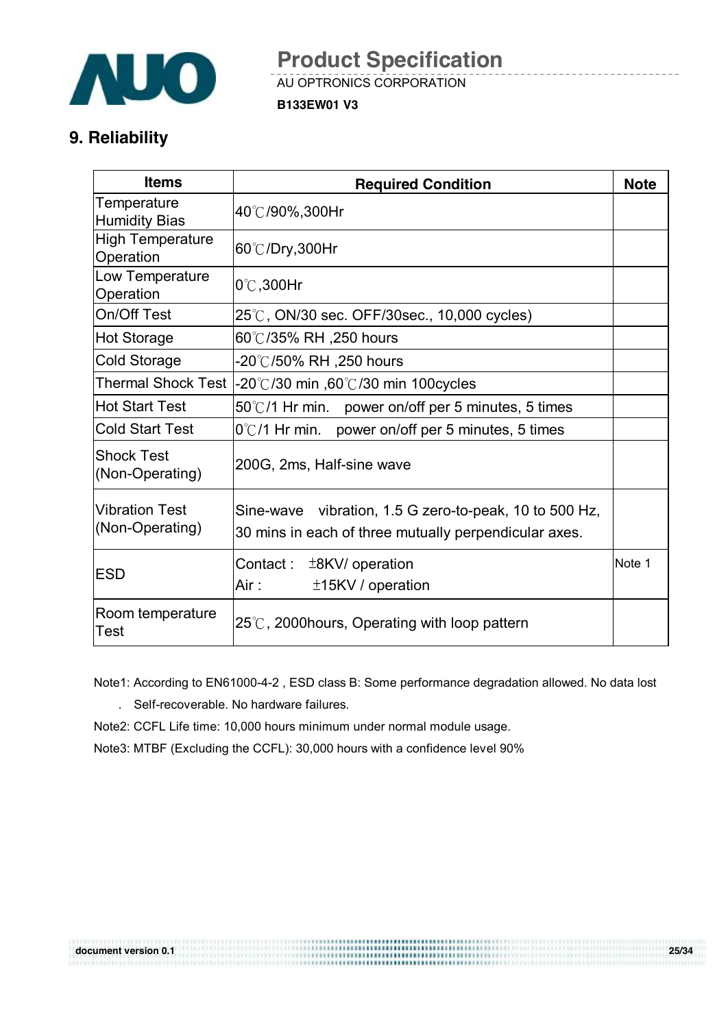## 9. Reliability

| Items | Required Condition | Note |
|---|---|---|
| Temperature Humidity Bias | 40℃/90%,300Hr | |
| High Temperature Operation | 60℃/Dry,300Hr | |
| Low Temperature Operation | 0℃,300Hr | |
| On/Off Test | 25℃, ON/30 sec. OFF/30sec., 10,000 cycles) | |
| Hot Storage | 60℃/35% RH ,250 hours | |
| Cold Storage | -20℃/50% RH ,250 hours | |
| Thermal Shock Test | -20℃/30 min ,60℃/30 min 100cycles | |
| Hot Start Test | 50℃/1 Hr min. power on/off per 5 minutes, 5 times | |
| Cold Start Test | 0℃/1 Hr min. power on/off per 5 minutes, 5 times | |
| Shock Test (Non-Operating) | 200G, 2ms, Half-sine wave | |
| Vibration Test (Non-Operating) | Sine-wave vibration, 1.5 G zero-to-peak, 10 to 500 Hz, 30 mins in each of three mutually perpendicular axes. | |
| ESD | Contact : ±8KV/ operation<br>Air : ±15KV / operation | Note 1 |
| Room temperature Test | 25℃, 2000hours, Operating with loop pattern | |

Note1: According to EN61000-4-2 , ESD class B: Some performance degradation allowed. No data lost . Self-recoverable. No hardware failures.

Note2: CCFL Life time: 10,000 hours minimum under normal module usage.

Note3: MTBF (Excluding the CCFL): 30,000 hours with a confidence level 90%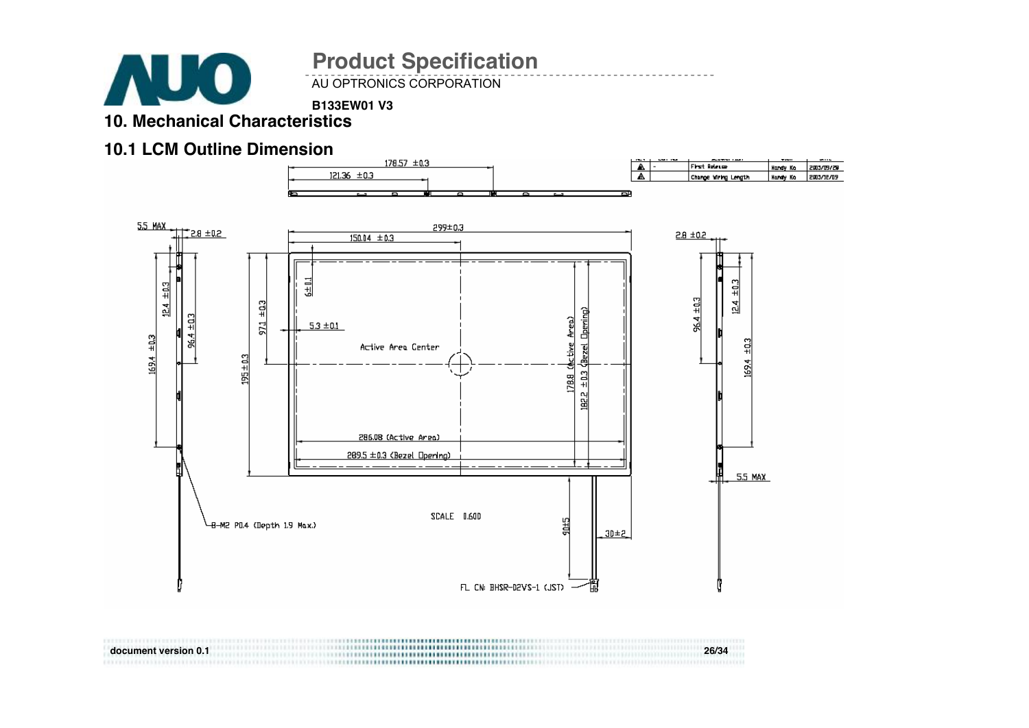# 10. Mechanical Characteristics

## 10.1 LCM Outline Dimension

| REV | ECN NO | DESCRIPTION | ECAD | DATE |
|---|---|---|---|---|
| A | - | First Release | Handy Ko | 2003/09/29 |
| A | | Change Wiring Length | Handy Ko | 2003/12/09 |

178.57 ±0.3

121.36 ±0.3

5.5 MAX

2.8 ±0.2

299±0.3

150.04 ±0.3

12.4 ±0.3

169.4 ±0.3

96.4 ±0.3

97.1 ±0.3

195±0.3

6±0.1

5.3 ±0.1

Active Area Center

178.8 (Active Area)

182.2 ±0.3 (Bezel Opening)

286.08 (Active Area)

289.5 ±0.3 (Bezel Opening)

8-M2 P0.4 (Depth 1.9 Max.)

SCALE 0.600

90±5

30±2

FL CN: BHSR-02VS-1 (JST)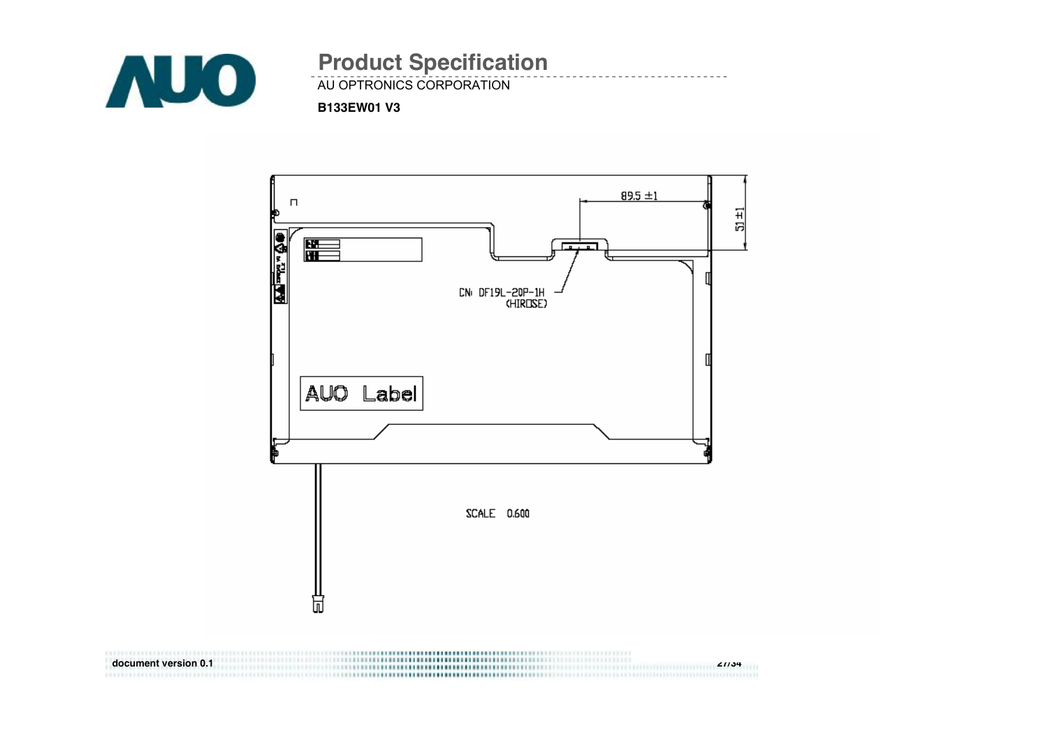89.5 ±1

51 ±1

CN: DF19L-20P-1H (HIROSE)

AUO Label

SCALE 0.600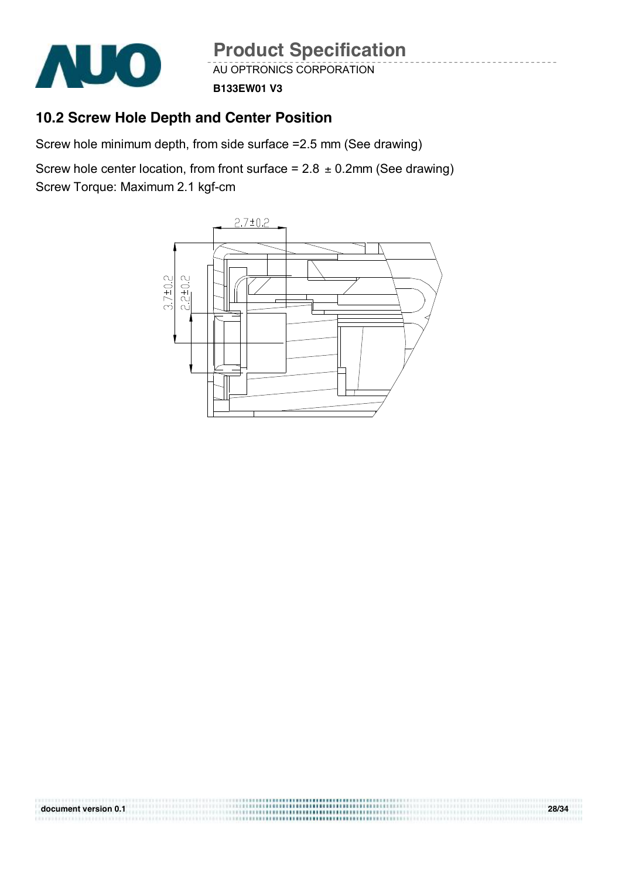## 10.2 Screw Hole Depth and Center Position

Screw hole minimum depth, from side surface =2.5 mm (See drawing)

Screw hole center location, from front surface = 2.8 ± 0.2mm (See drawing)
Screw Torque: Maximum 2.1 kgf-cm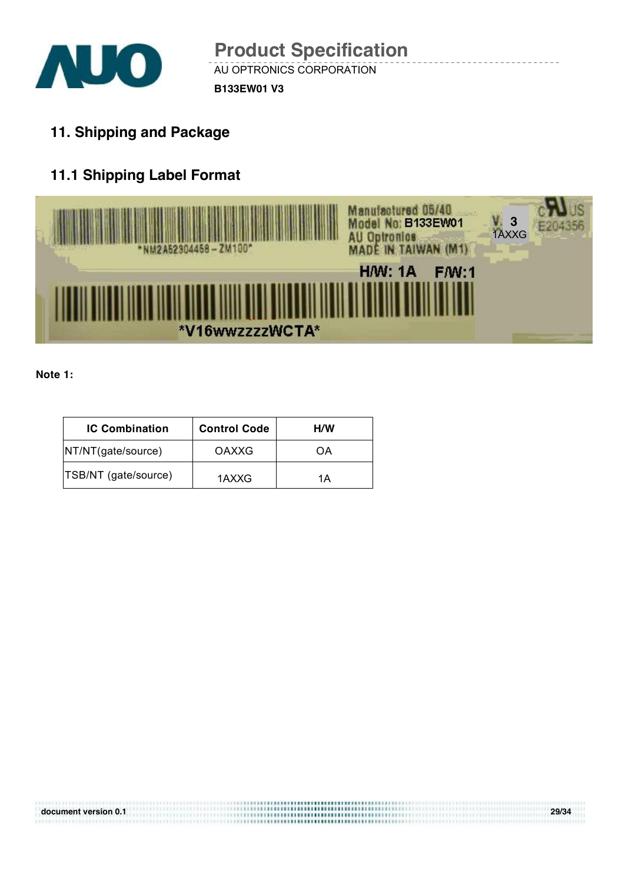## 11. Shipping and Package

### 11.1 Shipping Label Format

Manufactured 05/40
Model No: B133EW01
AU Optronics
MADE IN TAIWAN (M1)

V. 3
1AXXG

E204356

*NM2A52304459 – ZM100*

H/W: 1A F/W:1

*V16wwzzzzWCTA*

**Note 1:**

| IC Combination | Control Code | H/W |
|---|---|---|
| NT/NT(gate/source) | OAXXG | OA |
| TSB/NT (gate/source) | 1AXXG | 1A |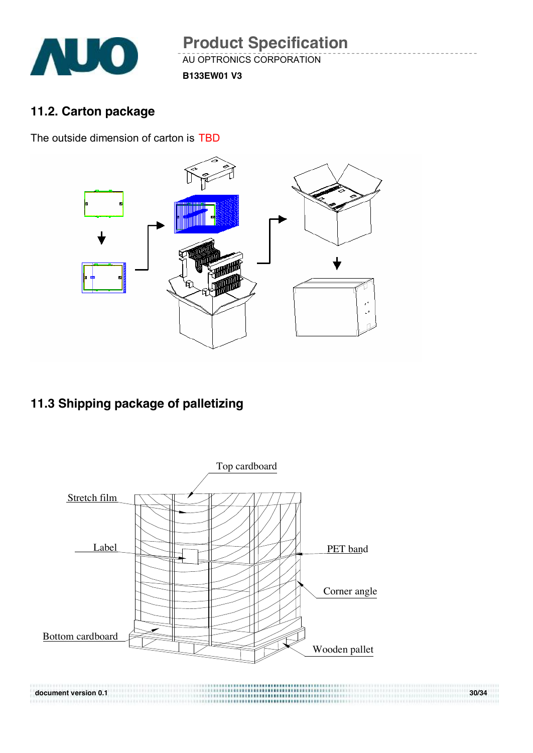## 11.2. Carton package

The outside dimension of carton is TBD

## 11.3 Shipping package of palletizing

Top cardboard

Stretch film

Label

PET band

Corner angle

Bottom cardboard

Wooden pallet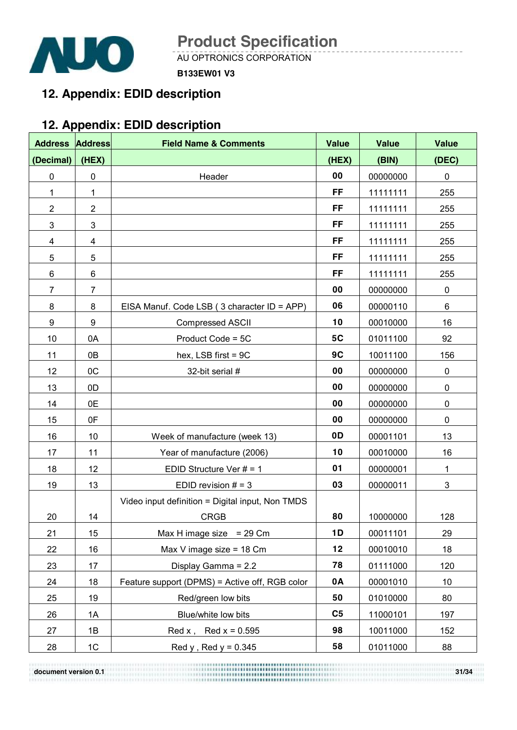## 12. Appendix: EDID description

## 12. Appendix: EDID description

| Address (Decimal) | Address (HEX) | Field Name & Comments | Value (HEX) | Value (BIN) | Value (DEC) |
|---|---|---|---|---|---|
| 0 | 0 | Header | **00** | 00000000 | 0 |
| 1 | 1 | | **FF** | 11111111 | 255 |
| 2 | 2 | | **FF** | 11111111 | 255 |
| 3 | 3 | | **FF** | 11111111 | 255 |
| 4 | 4 | | **FF** | 11111111 | 255 |
| 5 | 5 | | **FF** | 11111111 | 255 |
| 6 | 6 | | **FF** | 11111111 | 255 |
| 7 | 7 | | **00** | 00000000 | 0 |
| 8 | 8 | EISA Manuf. Code LSB ( 3 character ID = APP) | **06** | 00000110 | 6 |
| 9 | 9 | Compressed ASCII | **10** | 00010000 | 16 |
| 10 | 0A | Product Code = 5C | **5C** | 01011100 | 92 |
| 11 | 0B | hex, LSB first = 9C | **9C** | 10011100 | 156 |
| 12 | 0C | 32-bit serial # | **00** | 00000000 | 0 |
| 13 | 0D | | **00** | 00000000 | 0 |
| 14 | 0E | | **00** | 00000000 | 0 |
| 15 | 0F | | **00** | 00000000 | 0 |
| 16 | 10 | Week of manufacture (week 13) | **0D** | 00001101 | 13 |
| 17 | 11 | Year of manufacture (2006) | **10** | 00010000 | 16 |
| 18 | 12 | EDID Structure Ver # = 1 | **01** | 00000001 | 1 |
| 19 | 13 | EDID revision # = 3 | **03** | 00000011 | 3 |
| 20 | 14 | Video input definition = Digital input, Non TMDS CRGB | **80** | 10000000 | 128 |
| 21 | 15 | Max H image size = 29 Cm | **1D** | 00011101 | 29 |
| 22 | 16 | Max V image size = 18 Cm | **12** | 00010010 | 18 |
| 23 | 17 | Display Gamma = 2.2 | **78** | 01111000 | 120 |
| 24 | 18 | Feature support (DPMS) = Active off, RGB color | **0A** | 00001010 | 10 |
| 25 | 19 | Red/green low bits | **50** | 01010000 | 80 |
| 26 | 1A | Blue/white low bits | **C5** | 11000101 | 197 |
| 27 | 1B | Red x , Red x = 0.595 | **98** | 10011000 | 152 |
| 28 | 1C | Red y , Red y = 0.345 | **58** | 01011000 | 88 |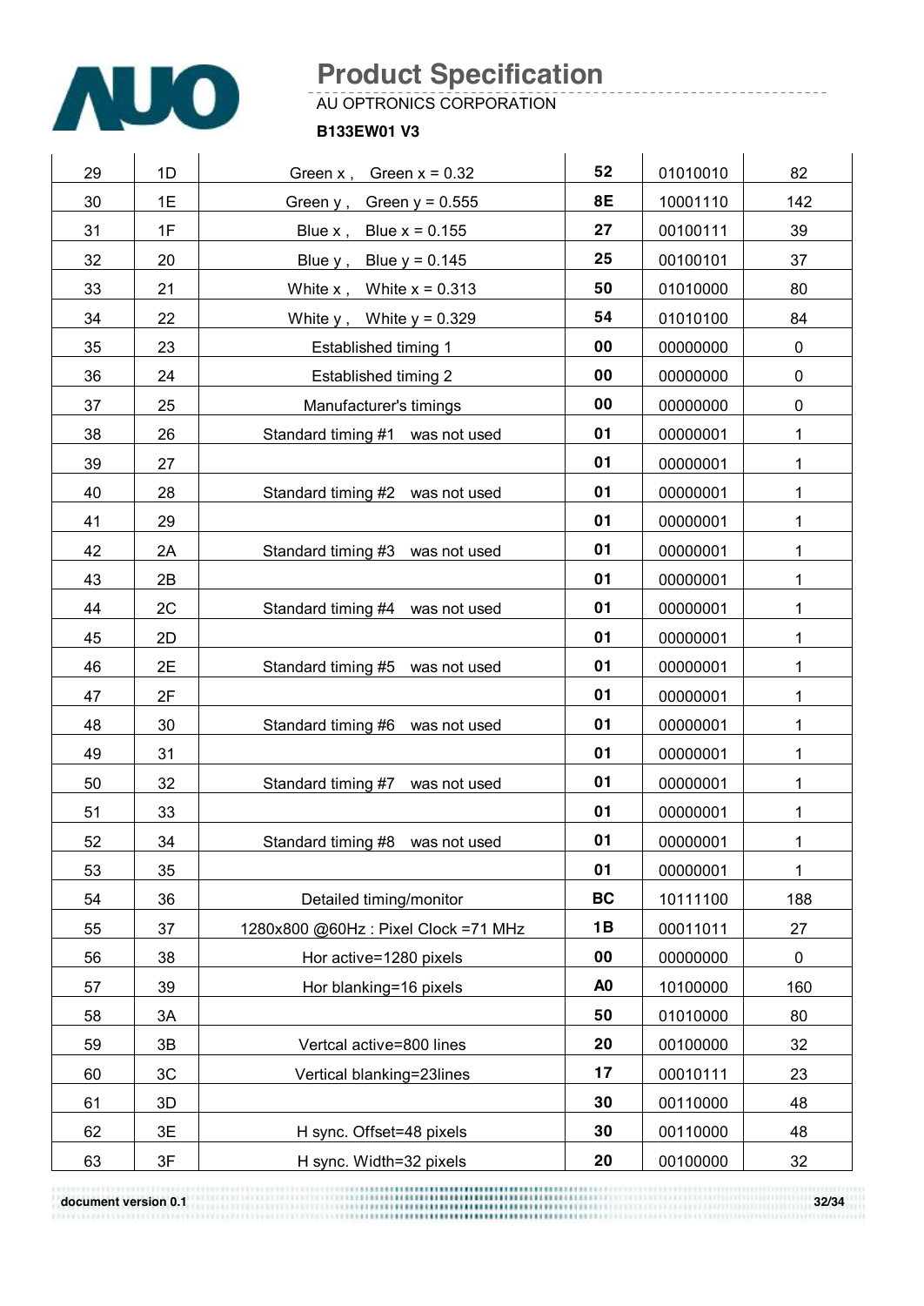| 29 | 1D | Green x , Green x = 0.32 | 52 | 01010010 | 82 |
|---|---|---|---|---|---|
| 30 | 1E | Green y , Green y = 0.555 | 8E | 10001110 | 142 |
| 31 | 1F | Blue x , Blue x = 0.155 | 27 | 00100111 | 39 |
| 32 | 20 | Blue y , Blue y = 0.145 | 25 | 00100101 | 37 |
| 33 | 21 | White x , White x = 0.313 | 50 | 01010000 | 80 |
| 34 | 22 | White y , White y = 0.329 | 54 | 01010100 | 84 |
| 35 | 23 | Established timing 1 | 00 | 00000000 | 0 |
| 36 | 24 | Established timing 2 | 00 | 00000000 | 0 |
| 37 | 25 | Manufacturer's timings | 00 | 00000000 | 0 |
| 38 | 26 | Standard timing #1 was not used | 01 | 00000001 | 1 |
| 39 | 27 | | 01 | 00000001 | 1 |
| 40 | 28 | Standard timing #2 was not used | 01 | 00000001 | 1 |
| 41 | 29 | | 01 | 00000001 | 1 |
| 42 | 2A | Standard timing #3 was not used | 01 | 00000001 | 1 |
| 43 | 2B | | 01 | 00000001 | 1 |
| 44 | 2C | Standard timing #4 was not used | 01 | 00000001 | 1 |
| 45 | 2D | | 01 | 00000001 | 1 |
| 46 | 2E | Standard timing #5 was not used | 01 | 00000001 | 1 |
| 47 | 2F | | 01 | 00000001 | 1 |
| 48 | 30 | Standard timing #6 was not used | 01 | 00000001 | 1 |
| 49 | 31 | | 01 | 00000001 | 1 |
| 50 | 32 | Standard timing #7 was not used | 01 | 00000001 | 1 |
| 51 | 33 | | 01 | 00000001 | 1 |
| 52 | 34 | Standard timing #8 was not used | 01 | 00000001 | 1 |
| 53 | 35 | | 01 | 00000001 | 1 |
| 54 | 36 | Detailed timing/monitor | BC | 10111100 | 188 |
| 55 | 37 | 1280x800 @60Hz : Pixel Clock =71 MHz | 1B | 00011011 | 27 |
| 56 | 38 | Hor active=1280 pixels | 00 | 00000000 | 0 |
| 57 | 39 | Hor blanking=16 pixels | A0 | 10100000 | 160 |
| 58 | 3A | | 50 | 01010000 | 80 |
| 59 | 3B | Vertcal active=800 lines | 20 | 00100000 | 32 |
| 60 | 3C | Vertical blanking=23lines | 17 | 00010111 | 23 |
| 61 | 3D | | 30 | 00110000 | 48 |
| 62 | 3E | H sync. Offset=48 pixels | 30 | 00110000 | 48 |
| 63 | 3F | H sync. Width=32 pixels | 20 | 00100000 | 32 |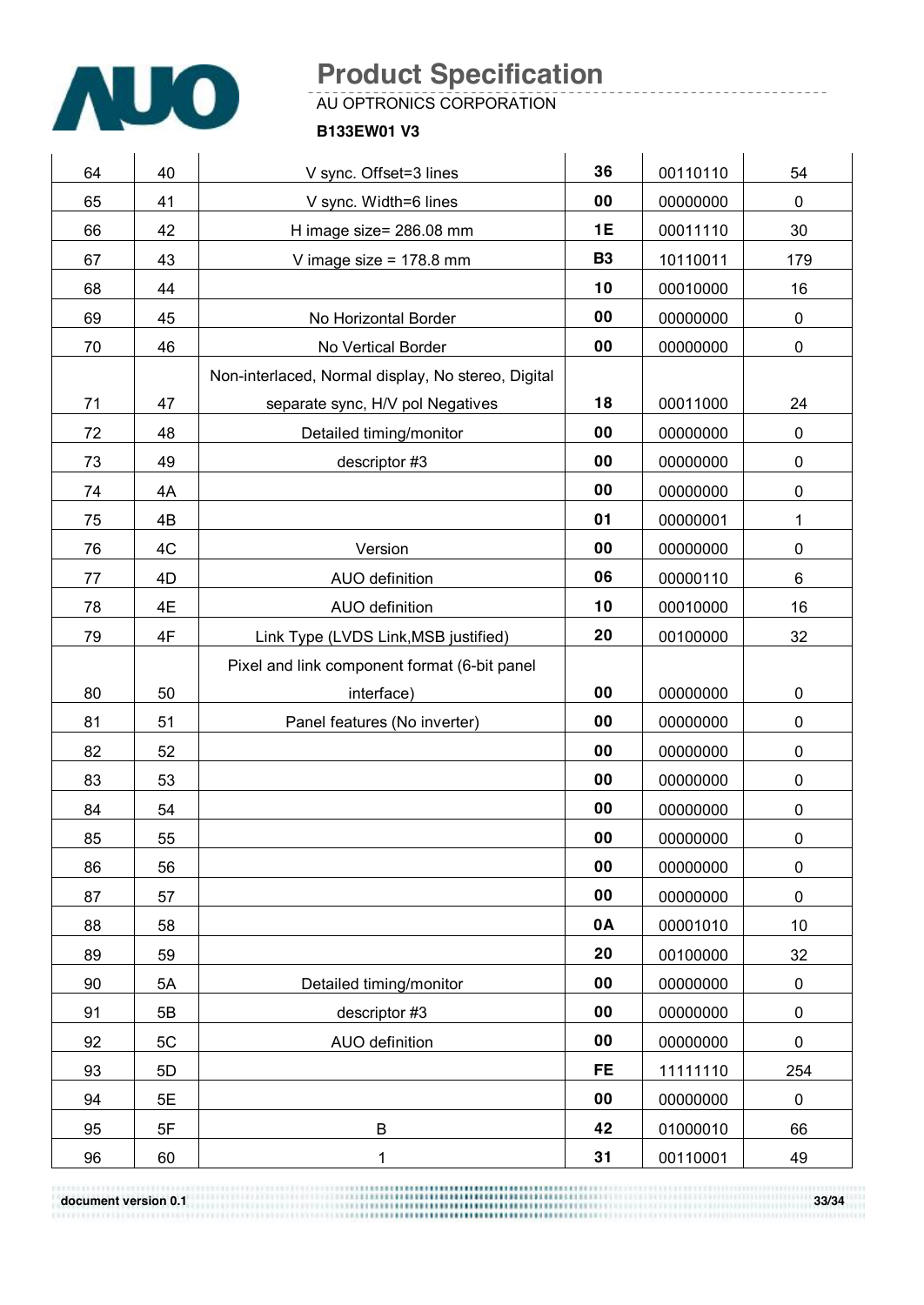| 64 | 40 | V sync. Offset=3 lines | 36 | 00110110 | 54 |
|---|---|---|---|---|---|
| 65 | 41 | V sync. Width=6 lines | 00 | 00000000 | 0 |
| 66 | 42 | H image size= 286.08 mm | 1E | 00011110 | 30 |
| 67 | 43 | V image size = 178.8 mm | B3 | 10110011 | 179 |
| 68 | 44 | | 10 | 00010000 | 16 |
| 69 | 45 | No Horizontal Border | 00 | 00000000 | 0 |
| 70 | 46 | No Vertical Border | 00 | 00000000 | 0 |
| 71 | 47 | Non-interlaced, Normal display, No stereo, Digital separate sync, H/V pol Negatives | 18 | 00011000 | 24 |
| 72 | 48 | Detailed timing/monitor | 00 | 00000000 | 0 |
| 73 | 49 | descriptor #3 | 00 | 00000000 | 0 |
| 74 | 4A | | 00 | 00000000 | 0 |
| 75 | 4B | | 01 | 00000001 | 1 |
| 76 | 4C | Version | 00 | 00000000 | 0 |
| 77 | 4D | AUO definition | 06 | 00000110 | 6 |
| 78 | 4E | AUO definition | 10 | 00010000 | 16 |
| 79 | 4F | Link Type (LVDS Link,MSB justified) | 20 | 00100000 | 32 |
| 80 | 50 | Pixel and link component format (6-bit panel interface) | 00 | 00000000 | 0 |
| 81 | 51 | Panel features (No inverter) | 00 | 00000000 | 0 |
| 82 | 52 | | 00 | 00000000 | 0 |
| 83 | 53 | | 00 | 00000000 | 0 |
| 84 | 54 | | 00 | 00000000 | 0 |
| 85 | 55 | | 00 | 00000000 | 0 |
| 86 | 56 | | 00 | 00000000 | 0 |
| 87 | 57 | | 00 | 00000000 | 0 |
| 88 | 58 | | 0A | 00001010 | 10 |
| 89 | 59 | | 20 | 00100000 | 32 |
| 90 | 5A | Detailed timing/monitor | 00 | 00000000 | 0 |
| 91 | 5B | descriptor #3 | 00 | 00000000 | 0 |
| 92 | 5C | AUO definition | 00 | 00000000 | 0 |
| 93 | 5D | | FE | 11111110 | 254 |
| 94 | 5E | | 00 | 00000000 | 0 |
| 95 | 5F | B | 42 | 01000010 | 66 |
| 96 | 60 | 1 | 31 | 00110001 | 49 |

document version 0.1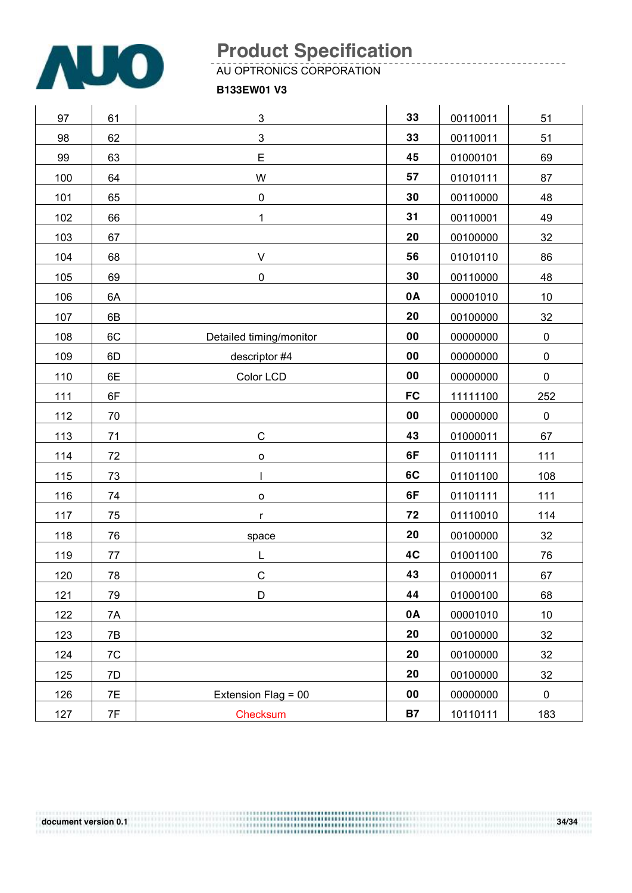| | | | | | |
|---|---|---|---|---|---|
| 97 | 61 | 3 | **33** | 00110011 | 51 |
| 98 | 62 | 3 | **33** | 00110011 | 51 |
| 99 | 63 | E | **45** | 01000101 | 69 |
| 100 | 64 | W | **57** | 01010111 | 87 |
| 101 | 65 | 0 | **30** | 00110000 | 48 |
| 102 | 66 | 1 | **31** | 00110001 | 49 |
| 103 | 67 | | **20** | 00100000 | 32 |
| 104 | 68 | V | **56** | 01010110 | 86 |
| 105 | 69 | 0 | **30** | 00110000 | 48 |
| 106 | 6A | | **0A** | 00001010 | 10 |
| 107 | 6B | | **20** | 00100000 | 32 |
| 108 | 6C | Detailed timing/monitor | **00** | 00000000 | 0 |
| 109 | 6D | descriptor #4 | **00** | 00000000 | 0 |
| 110 | 6E | Color LCD | **00** | 00000000 | 0 |
| 111 | 6F | | **FC** | 11111100 | 252 |
| 112 | 70 | | **00** | 00000000 | 0 |
| 113 | 71 | C | **43** | 01000011 | 67 |
| 114 | 72 | o | **6F** | 01101111 | 111 |
| 115 | 73 | l | **6C** | 01101100 | 108 |
| 116 | 74 | o | **6F** | 01101111 | 111 |
| 117 | 75 | r | **72** | 01110010 | 114 |
| 118 | 76 | space | **20** | 00100000 | 32 |
| 119 | 77 | L | **4C** | 01001100 | 76 |
| 120 | 78 | C | **43** | 01000011 | 67 |
| 121 | 79 | D | **44** | 01000100 | 68 |
| 122 | 7A | | **0A** | 00001010 | 10 |
| 123 | 7B | | **20** | 00100000 | 32 |
| 124 | 7C | | **20** | 00100000 | 32 |
| 125 | 7D | | **20** | 00100000 | 32 |
| 126 | 7E | Extension Flag = 00 | **00** | 00000000 | 0 |
| 127 | 7F | Checksum | **B7** | 10110111 | 183 |